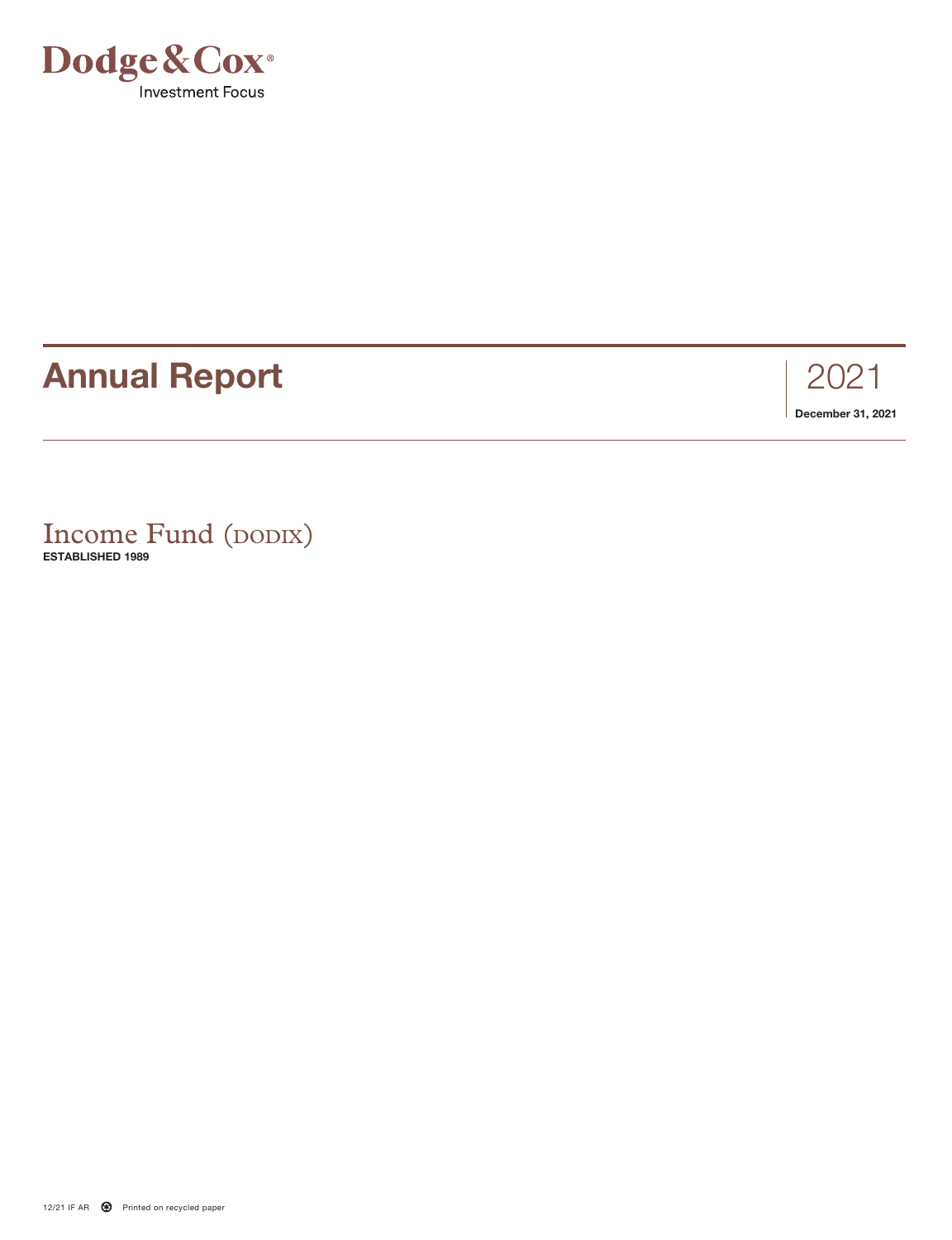Dodge & Cox®

Investment Focus

# Annual Report

2021

**December 31, 2021**

## Income Fund (DODIX)

**ESTABLISHED 1989**

12/21 IF AR Printed on recycled paper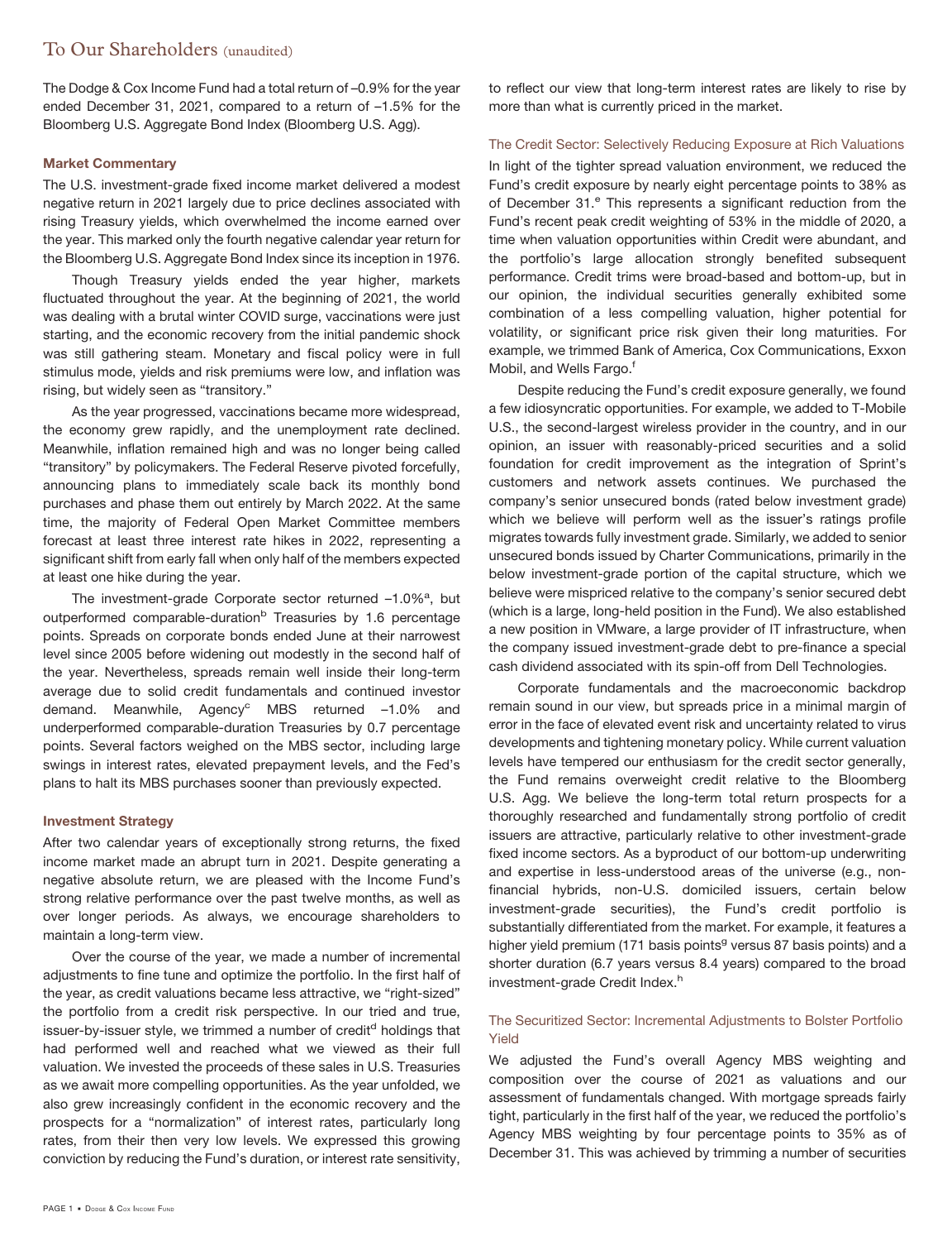## To Our Shareholders (unaudited)

The Dodge & Cox Income Fund had a total return of –0.9% for the year ended December 31, 2021, compared to a return of –1.5% for the Bloomberg U.S. Aggregate Bond Index (Bloomberg U.S. Agg).

### Market Commentary

The U.S. investment-grade fixed income market delivered a modest negative return in 2021 largely due to price declines associated with rising Treasury yields, which overwhelmed the income earned over the year. This marked only the fourth negative calendar year return for the Bloomberg U.S. Aggregate Bond Index since its inception in 1976.

Though Treasury yields ended the year higher, markets fluctuated throughout the year. At the beginning of 2021, the world was dealing with a brutal winter COVID surge, vaccinations were just starting, and the economic recovery from the initial pandemic shock was still gathering steam. Monetary and fiscal policy were in full stimulus mode, yields and risk premiums were low, and inflation was rising, but widely seen as "transitory."

As the year progressed, vaccinations became more widespread, the economy grew rapidly, and the unemployment rate declined. Meanwhile, inflation remained high and was no longer being called "transitory" by policymakers. The Federal Reserve pivoted forcefully, announcing plans to immediately scale back its monthly bond purchases and phase them out entirely by March 2022. At the same time, the majority of Federal Open Market Committee members forecast at least three interest rate hikes in 2022, representing a significant shift from early fall when only half of the members expected at least one hike during the year.

The investment-grade Corporate sector returned –1.0%[a], but outperformed comparable-duration[b] Treasuries by 1.6 percentage points. Spreads on corporate bonds ended June at their narrowest level since 2005 before widening out modestly in the second half of the year. Nevertheless, spreads remain well inside their long-term average due to solid credit fundamentals and continued investor demand. Meanwhile, Agency[c] MBS returned –1.0% and underperformed comparable-duration Treasuries by 0.7 percentage points. Several factors weighed on the MBS sector, including large swings in interest rates, elevated prepayment levels, and the Fed's plans to halt its MBS purchases sooner than previously expected.

### Investment Strategy

After two calendar years of exceptionally strong returns, the fixed income market made an abrupt turn in 2021. Despite generating a negative absolute return, we are pleased with the Income Fund's strong relative performance over the past twelve months, as well as over longer periods. As always, we encourage shareholders to maintain a long-term view.

Over the course of the year, we made a number of incremental adjustments to fine tune and optimize the portfolio. In the first half of the year, as credit valuations became less attractive, we "right-sized" the portfolio from a credit risk perspective. In our tried and true, issuer-by-issuer style, we trimmed a number of credit[d] holdings that had performed well and reached what we viewed as their full valuation. We invested the proceeds of these sales in U.S. Treasuries as we await more compelling opportunities. As the year unfolded, we also grew increasingly confident in the economic recovery and the prospects for a "normalization" of interest rates, particularly long rates, from their then very low levels. We expressed this growing conviction by reducing the Fund's duration, or interest rate sensitivity, to reflect our view that long-term interest rates are likely to rise by more than what is currently priced in the market.

#### The Credit Sector: Selectively Reducing Exposure at Rich Valuations

In light of the tighter spread valuation environment, we reduced the Fund's credit exposure by nearly eight percentage points to 38% as of December 31.[e] This represents a significant reduction from the Fund's recent peak credit weighting of 53% in the middle of 2020, a time when valuation opportunities within Credit were abundant, and the portfolio's large allocation strongly benefited subsequent performance. Credit trims were broad-based and bottom-up, but in our opinion, the individual securities generally exhibited some combination of a less compelling valuation, higher potential for volatility, or significant price risk given their long maturities. For example, we trimmed Bank of America, Cox Communications, Exxon Mobil, and Wells Fargo.[f]

Despite reducing the Fund's credit exposure generally, we found a few idiosyncratic opportunities. For example, we added to T-Mobile U.S., the second-largest wireless provider in the country, and in our opinion, an issuer with reasonably-priced securities and a solid foundation for credit improvement as the integration of Sprint's customers and network assets continues. We purchased the company's senior unsecured bonds (rated below investment grade) which we believe will perform well as the issuer's ratings profile migrates towards fully investment grade. Similarly, we added to senior unsecured bonds issued by Charter Communications, primarily in the below investment-grade portion of the capital structure, which we believe were mispriced relative to the company's senior secured debt (which is a large, long-held position in the Fund). We also established a new position in VMware, a large provider of IT infrastructure, when the company issued investment-grade debt to pre-finance a special cash dividend associated with its spin-off from Dell Technologies.

Corporate fundamentals and the macroeconomic backdrop remain sound in our view, but spreads price in a minimal margin of error in the face of elevated event risk and uncertainty related to virus developments and tightening monetary policy. While current valuation levels have tempered our enthusiasm for the credit sector generally, the Fund remains overweight credit relative to the Bloomberg U.S. Agg. We believe the long-term total return prospects for a thoroughly researched and fundamentally strong portfolio of credit issuers are attractive, particularly relative to other investment-grade fixed income sectors. As a byproduct of our bottom-up underwriting and expertise in less-understood areas of the universe (e.g., non-financial hybrids, non-U.S. domiciled issuers, certain below investment-grade securities), the Fund's credit portfolio is substantially differentiated from the market. For example, it features a higher yield premium (171 basis points[g] versus 87 basis points) and a shorter duration (6.7 years versus 8.4 years) compared to the broad investment-grade Credit Index.[h]

#### The Securitized Sector: Incremental Adjustments to Bolster Portfolio Yield

We adjusted the Fund's overall Agency MBS weighting and composition over the course of 2021 as valuations and our assessment of fundamentals changed. With mortgage spreads fairly tight, particularly in the first half of the year, we reduced the portfolio's Agency MBS weighting by four percentage points to 35% as of December 31. This was achieved by trimming a number of securities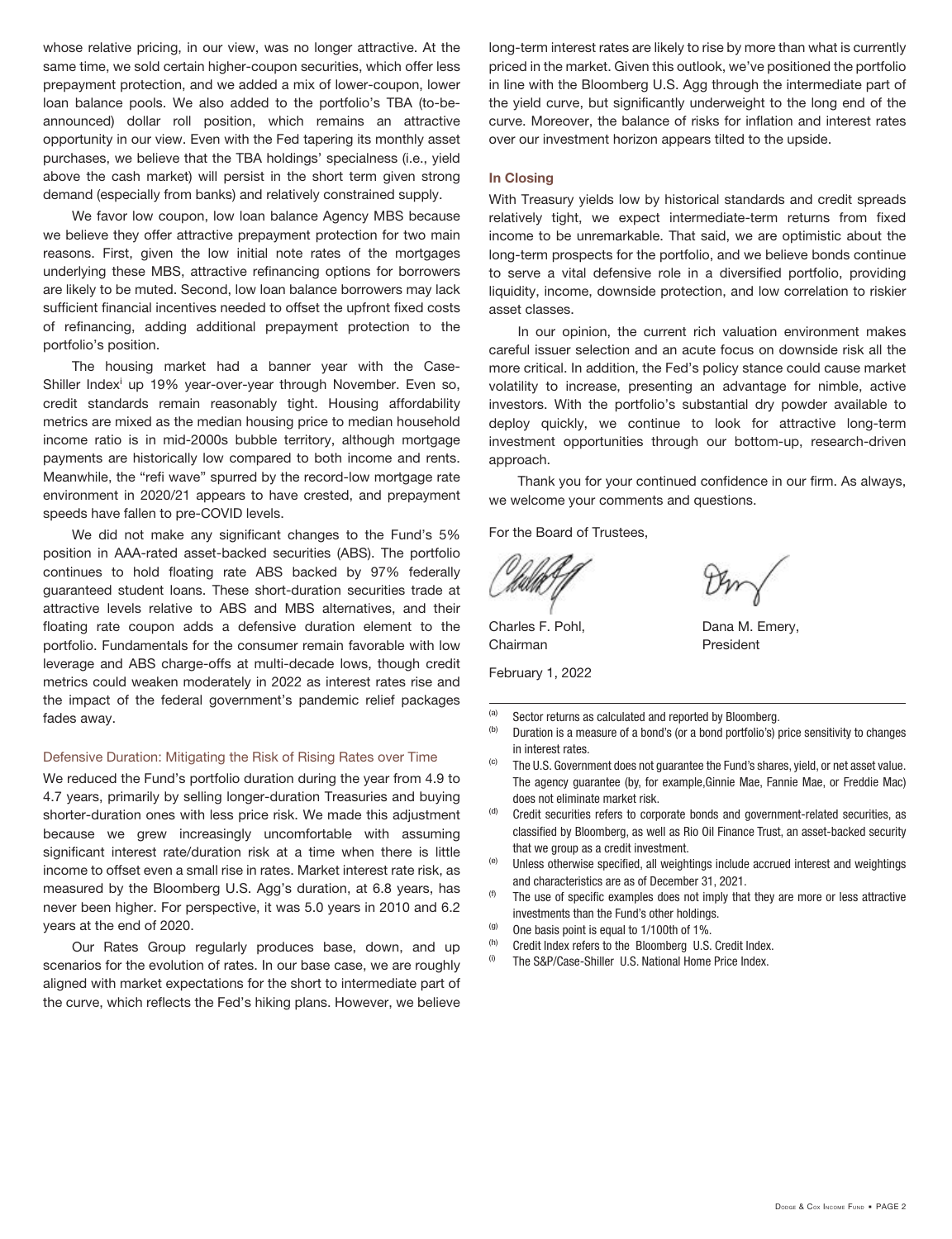whose relative pricing, in our view, was no longer attractive. At the same time, we sold certain higher-coupon securities, which offer less prepayment protection, and we added a mix of lower-coupon, lower loan balance pools. We also added to the portfolio's TBA (to-be-announced) dollar roll position, which remains an attractive opportunity in our view. Even with the Fed tapering its monthly asset purchases, we believe that the TBA holdings' specialness (i.e., yield above the cash market) will persist in the short term given strong demand (especially from banks) and relatively constrained supply.

We favor low coupon, low loan balance Agency MBS because we believe they offer attractive prepayment protection for two main reasons. First, given the low initial note rates of the mortgages underlying these MBS, attractive refinancing options for borrowers are likely to be muted. Second, low loan balance borrowers may lack sufficient financial incentives needed to offset the upfront fixed costs of refinancing, adding additional prepayment protection to the portfolio's position.

The housing market had a banner year with the Case-Shiller Index[i] up 19% year-over-year through November. Even so, credit standards remain reasonably tight. Housing affordability metrics are mixed as the median housing price to median household income ratio is in mid-2000s bubble territory, although mortgage payments are historically low compared to both income and rents. Meanwhile, the "refi wave" spurred by the record-low mortgage rate environment in 2020/21 appears to have crested, and prepayment speeds have fallen to pre-COVID levels.

We did not make any significant changes to the Fund's 5% position in AAA-rated asset-backed securities (ABS). The portfolio continues to hold floating rate ABS backed by 97% federally guaranteed student loans. These short-duration securities trade at attractive levels relative to ABS and MBS alternatives, and their floating rate coupon adds a defensive duration element to the portfolio. Fundamentals for the consumer remain favorable with low leverage and ABS charge-offs at multi-decade lows, though credit metrics could weaken moderately in 2022 as interest rates rise and the impact of the federal government's pandemic relief packages fades away.

### Defensive Duration: Mitigating the Risk of Rising Rates over Time

We reduced the Fund's portfolio duration during the year from 4.9 to 4.7 years, primarily by selling longer-duration Treasuries and buying shorter-duration ones with less price risk. We made this adjustment because we grew increasingly uncomfortable with assuming significant interest rate/duration risk at a time when there is little income to offset even a small rise in rates. Market interest rate risk, as measured by the Bloomberg U.S. Agg's duration, at 6.8 years, has never been higher. For perspective, it was 5.0 years in 2010 and 6.2 years at the end of 2020.

Our Rates Group regularly produces base, down, and up scenarios for the evolution of rates. In our base case, we are roughly aligned with market expectations for the short to intermediate part of the curve, which reflects the Fed's hiking plans. However, we believe long-term interest rates are likely to rise by more than what is currently priced in the market. Given this outlook, we've positioned the portfolio in line with the Bloomberg U.S. Agg through the intermediate part of the yield curve, but significantly underweight to the long end of the curve. Moreover, the balance of risks for inflation and interest rates over our investment horizon appears tilted to the upside.

## In Closing

With Treasury yields low by historical standards and credit spreads relatively tight, we expect intermediate-term returns from fixed income to be unremarkable. That said, we are optimistic about the long-term prospects for the portfolio, and we believe bonds continue to serve a vital defensive role in a diversified portfolio, providing liquidity, income, downside protection, and low correlation to riskier asset classes.

In our opinion, the current rich valuation environment makes careful issuer selection and an acute focus on downside risk all the more critical. In addition, the Fed's policy stance could cause market volatility to increase, presenting an advantage for nimble, active investors. With the portfolio's substantial dry powder available to deploy quickly, we continue to look for attractive long-term investment opportunities through our bottom-up, research-driven approach.

Thank you for your continued confidence in our firm. As always, we welcome your comments and questions.

For the Board of Trustees,

Charles F. Pohl,
Chairman

Dana M. Emery,
President

February 1, 2022

---

[a] Sector returns as calculated and reported by Bloomberg.

[b] Duration is a measure of a bond's (or a bond portfolio's) price sensitivity to changes in interest rates.

[c] The U.S. Government does not guarantee the Fund's shares, yield, or net asset value. The agency guarantee (by, for example,Ginnie Mae, Fannie Mae, or Freddie Mac) does not eliminate market risk.

[d] Credit securities refers to corporate bonds and government-related securities, as classified by Bloomberg, as well as Rio Oil Finance Trust, an asset-backed security that we group as a credit investment.

[e] Unless otherwise specified, all weightings include accrued interest and weightings and characteristics are as of December 31, 2021.

[f] The use of specific examples does not imply that they are more or less attractive investments than the Fund's other holdings.

[g] One basis point is equal to 1/100th of 1%.

[h] Credit Index refers to the Bloomberg U.S. Credit Index.

[i] The S&P/Case-Shiller U.S. National Home Price Index.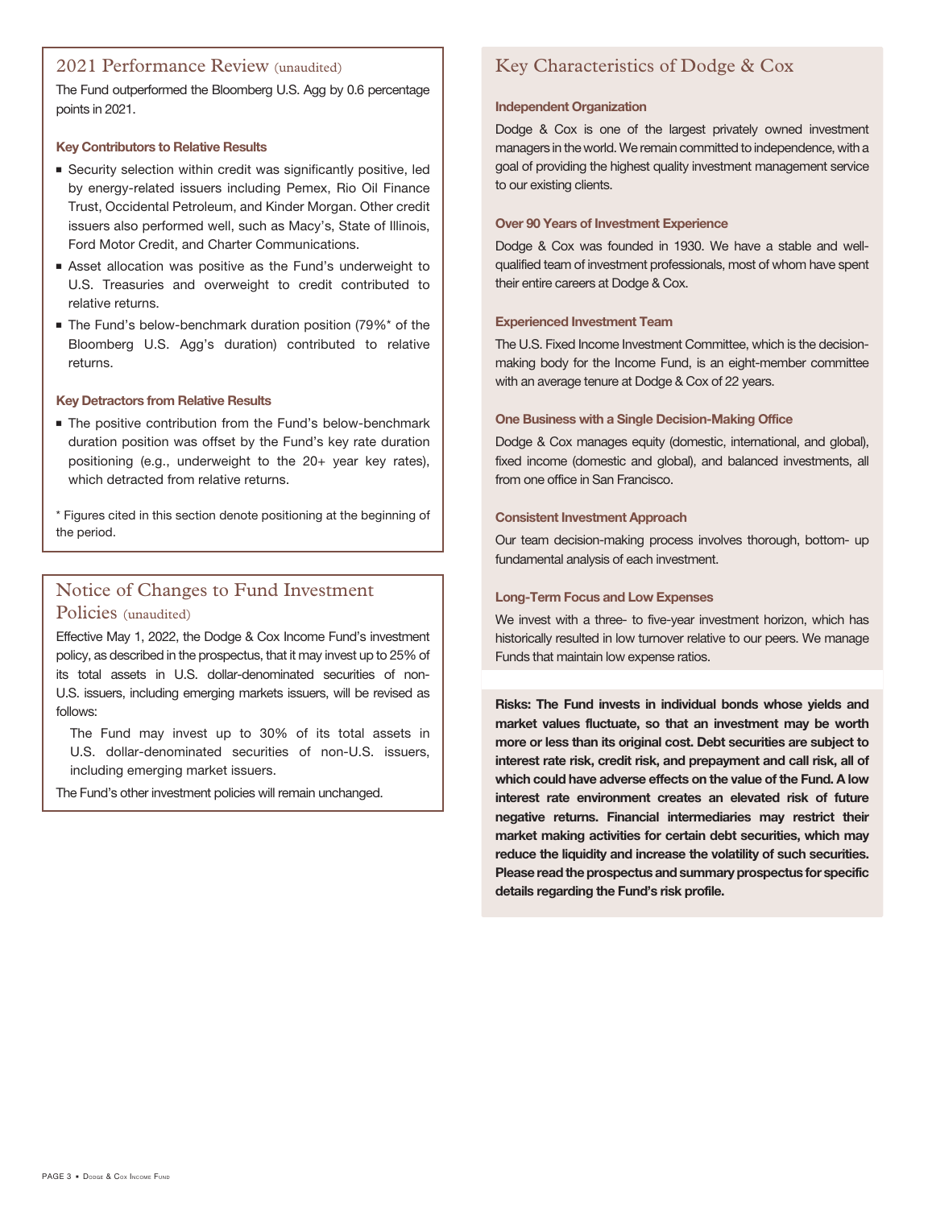## 2021 Performance Review (unaudited)

The Fund outperformed the Bloomberg U.S. Agg by 0.6 percentage points in 2021.

### Key Contributors to Relative Results

- Security selection within credit was significantly positive, led by energy-related issuers including Pemex, Rio Oil Finance Trust, Occidental Petroleum, and Kinder Morgan. Other credit issuers also performed well, such as Macy's, State of Illinois, Ford Motor Credit, and Charter Communications.
- Asset allocation was positive as the Fund's underweight to U.S. Treasuries and overweight to credit contributed to relative returns.
- The Fund's below-benchmark duration position (79%* of the Bloomberg U.S. Agg's duration) contributed to relative returns.

### Key Detractors from Relative Results

- The positive contribution from the Fund's below-benchmark duration position was offset by the Fund's key rate duration positioning (e.g., underweight to the 20+ year key rates), which detracted from relative returns.

* Figures cited in this section denote positioning at the beginning of the period.

## Notice of Changes to Fund Investment Policies (unaudited)

Effective May 1, 2022, the Dodge & Cox Income Fund's investment policy, as described in the prospectus, that it may invest up to 25% of its total assets in U.S. dollar-denominated securities of non-U.S. issuers, including emerging markets issuers, will be revised as follows:

> The Fund may invest up to 30% of its total assets in U.S. dollar-denominated securities of non-U.S. issuers, including emerging market issuers.

The Fund's other investment policies will remain unchanged.

## Key Characteristics of Dodge & Cox

### Independent Organization

Dodge & Cox is one of the largest privately owned investment managers in the world. We remain committed to independence, with a goal of providing the highest quality investment management service to our existing clients.

### Over 90 Years of Investment Experience

Dodge & Cox was founded in 1930. We have a stable and well-qualified team of investment professionals, most of whom have spent their entire careers at Dodge & Cox.

### Experienced Investment Team

The U.S. Fixed Income Investment Committee, which is the decision-making body for the Income Fund, is an eight-member committee with an average tenure at Dodge & Cox of 22 years.

### One Business with a Single Decision-Making Office

Dodge & Cox manages equity (domestic, international, and global), fixed income (domestic and global), and balanced investments, all from one office in San Francisco.

### Consistent Investment Approach

Our team decision-making process involves thorough, bottom- up fundamental analysis of each investment.

### Long-Term Focus and Low Expenses

We invest with a three- to five-year investment horizon, which has historically resulted in low turnover relative to our peers. We manage Funds that maintain low expense ratios.

**Risks: The Fund invests in individual bonds whose yields and market values fluctuate, so that an investment may be worth more or less than its original cost. Debt securities are subject to interest rate risk, credit risk, and prepayment and call risk, all of which could have adverse effects on the value of the Fund. A low interest rate environment creates an elevated risk of future negative returns. Financial intermediaries may restrict their market making activities for certain debt securities, which may reduce the liquidity and increase the volatility of such securities. Please read the prospectus and summary prospectus for specific details regarding the Fund's risk profile.**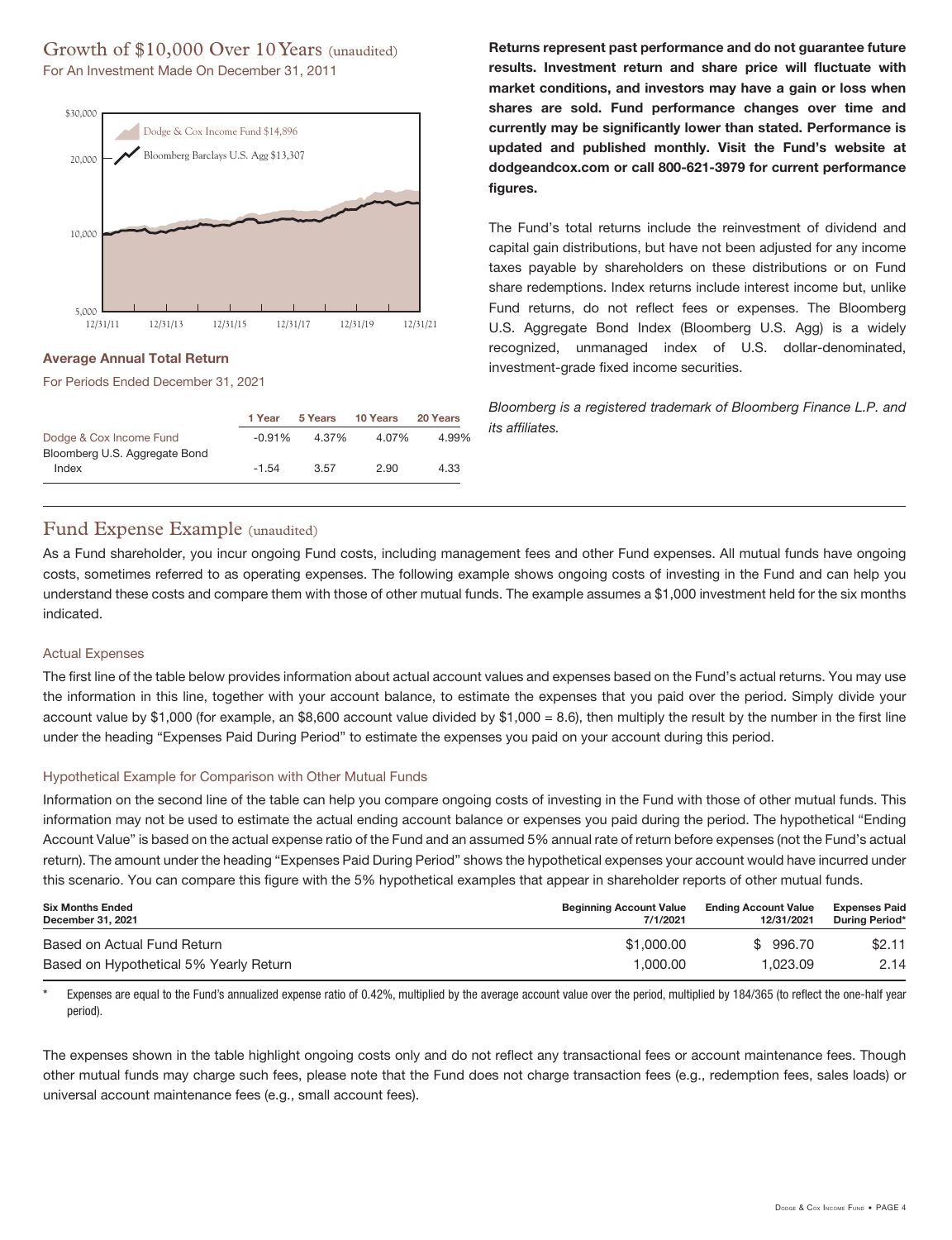## Growth of $10,000 Over 10 Years (unaudited)

For An Investment Made On December 31, 2011

$30,000
20,000
10,000
5,000
12/31/11
12/31/13
12/31/15
12/31/17
12/31/19
12/31/21

Dodge & Cox Income Fund $14,896
Bloomberg Barclays U.S. Agg $13,307

### Average Annual Total Return

For Periods Ended December 31, 2021

| | 1 Year | 5 Years | 10 Years | 20 Years |
|---|---|---|---|---|
| Dodge & Cox Income Fund | -0.91% | 4.37% | 4.07% | 4.99% |
| Bloomberg U.S. Aggregate Bond Index | -1.54 | 3.57 | 2.90 | 4.33 |

**Returns represent past performance and do not guarantee future results. Investment return and share price will fluctuate with market conditions, and investors may have a gain or loss when shares are sold. Fund performance changes over time and currently may be significantly lower than stated. Performance is updated and published monthly. Visit the Fund's website at dodgeandcox.com or call 800-621-3979 for current performance figures.**

The Fund's total returns include the reinvestment of dividend and capital gain distributions, but have not been adjusted for any income taxes payable by shareholders on these distributions or on Fund share redemptions. Index returns include interest income but, unlike Fund returns, do not reflect fees or expenses. The Bloomberg U.S. Aggregate Bond Index (Bloomberg U.S. Agg) is a widely recognized, unmanaged index of U.S. dollar-denominated, investment-grade fixed income securities.

*Bloomberg is a registered trademark of Bloomberg Finance L.P. and its affiliates.*

## Fund Expense Example (unaudited)

As a Fund shareholder, you incur ongoing Fund costs, including management fees and other Fund expenses. All mutual funds have ongoing costs, sometimes referred to as operating expenses. The following example shows ongoing costs of investing in the Fund and can help you understand these costs and compare them with those of other mutual funds. The example assumes a $1,000 investment held for the six months indicated.

### Actual Expenses

The first line of the table below provides information about actual account values and expenses based on the Fund's actual returns. You may use the information in this line, together with your account balance, to estimate the expenses that you paid over the period. Simply divide your account value by $1,000 (for example, an $8,600 account value divided by $1,000 = 8.6), then multiply the result by the number in the first line under the heading "Expenses Paid During Period" to estimate the expenses you paid on your account during this period.

### Hypothetical Example for Comparison with Other Mutual Funds

Information on the second line of the table can help you compare ongoing costs of investing in the Fund with those of other mutual funds. This information may not be used to estimate the actual ending account balance or expenses you paid during the period. The hypothetical "Ending Account Value" is based on the actual expense ratio of the Fund and an assumed 5% annual rate of return before expenses (not the Fund's actual return). The amount under the heading "Expenses Paid During Period" shows the hypothetical expenses your account would have incurred under this scenario. You can compare this figure with the 5% hypothetical examples that appear in shareholder reports of other mutual funds.

| Six Months Ended December 31, 2021 | Beginning Account Value 7/1/2021 | Ending Account Value 12/31/2021 | Expenses Paid During Period* |
|---|---|---|---|
| Based on Actual Fund Return | $1,000.00 | $ 996.70 | $2.11 |
| Based on Hypothetical 5% Yearly Return | 1,000.00 | 1,023.09 | 2.14 |

\* Expenses are equal to the Fund's annualized expense ratio of 0.42%, multiplied by the average account value over the period, multiplied by 184/365 (to reflect the one-half year period).

The expenses shown in the table highlight ongoing costs only and do not reflect any transactional fees or account maintenance fees. Though other mutual funds may charge such fees, please note that the Fund does not charge transaction fees (e.g., redemption fees, sales loads) or universal account maintenance fees (e.g., small account fees).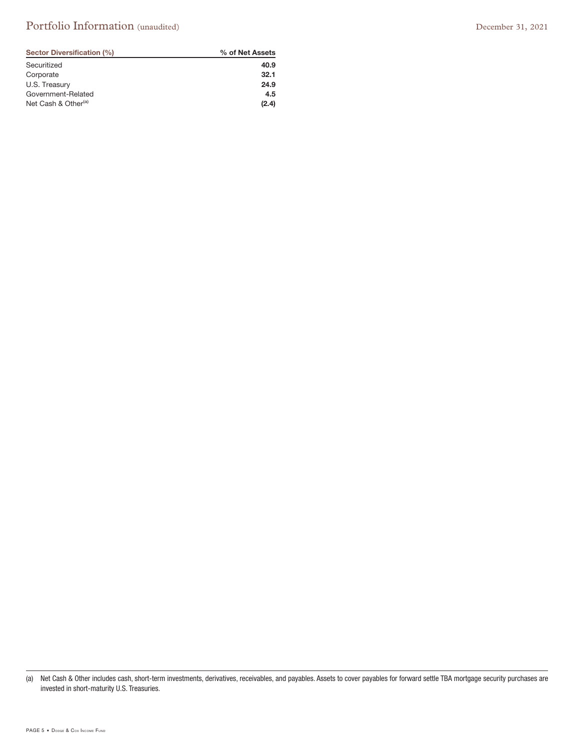# Portfolio Information (unaudited)

December 31, 2021

| Sector Diversification (%) | % of Net Assets |
| --- | --- |
| Securitized | **40.9** |
| Corporate | **32.1** |
| U.S. Treasury | **24.9** |
| Government-Related | **4.5** |
| Net Cash & Other[(a)] | **(2.4)** |

(a) Net Cash & Other includes cash, short-term investments, derivatives, receivables, and payables. Assets to cover payables for forward settle TBA mortgage security purchases are invested in short-maturity U.S. Treasuries.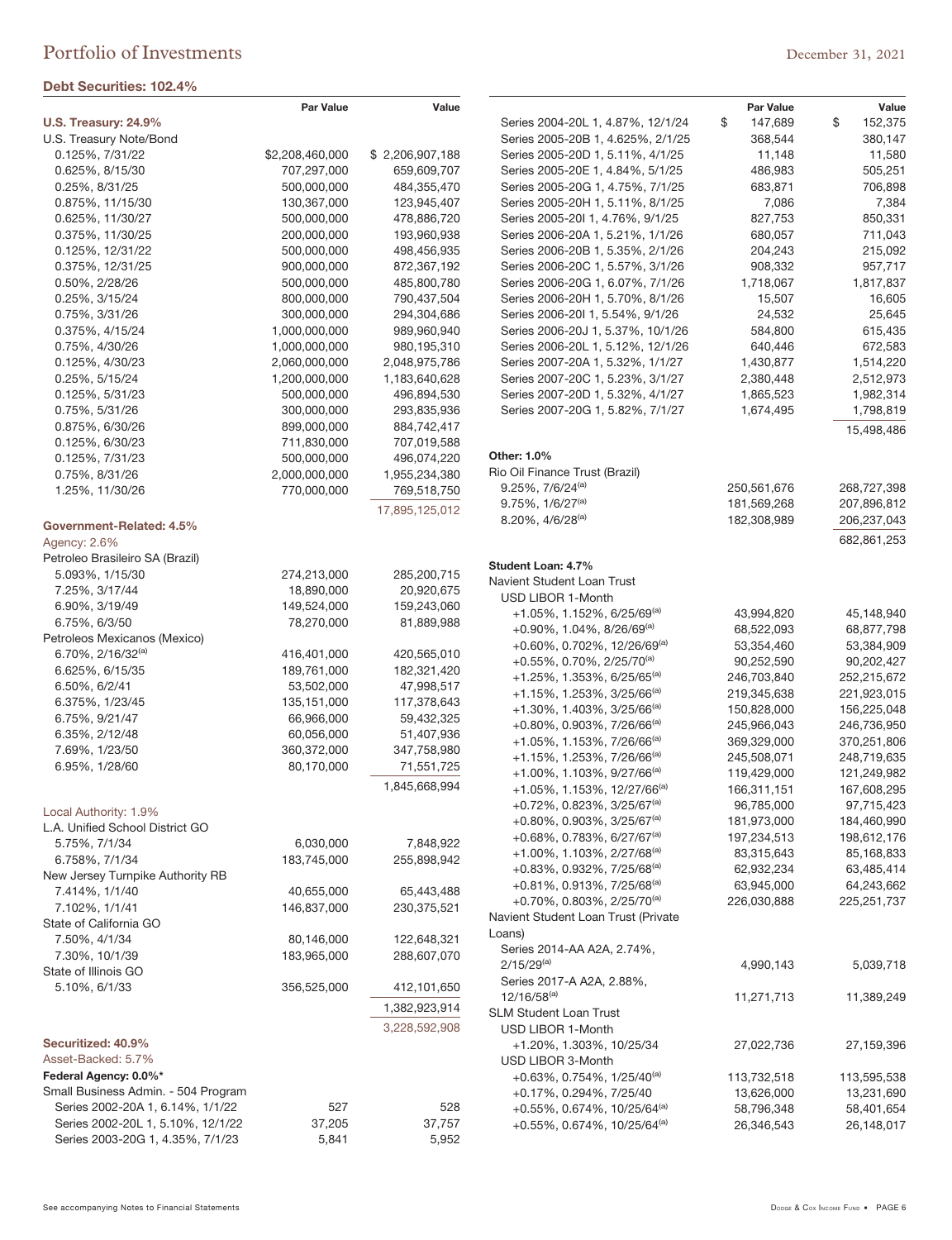# Portfolio of Investments

December 31, 2021

## Debt Securities: 102.4%

| | Par Value | Value |
|---|---|---|
| **U.S. Treasury: 24.9%** | | |
| U.S. Treasury Note/Bond | | |
| 0.125%, 7/31/22 | $2,208,460,000 | $ 2,206,907,188 |
| 0.625%, 8/15/30 | 707,297,000 | 659,609,707 |
| 0.25%, 8/31/25 | 500,000,000 | 484,355,470 |
| 0.875%, 11/15/30 | 130,367,000 | 123,945,407 |
| 0.625%, 11/30/27 | 500,000,000 | 478,886,720 |
| 0.375%, 11/30/25 | 200,000,000 | 193,960,938 |
| 0.125%, 12/31/22 | 500,000,000 | 498,456,935 |
| 0.375%, 12/31/25 | 900,000,000 | 872,367,192 |
| 0.50%, 2/28/26 | 500,000,000 | 485,800,780 |
| 0.25%, 3/15/24 | 800,000,000 | 790,437,504 |
| 0.75%, 3/31/26 | 300,000,000 | 294,304,686 |
| 0.375%, 4/15/24 | 1,000,000,000 | 989,960,940 |
| 0.75%, 4/30/26 | 1,000,000,000 | 980,195,310 |
| 0.125%, 4/30/23 | 2,060,000,000 | 2,048,975,786 |
| 0.25%, 5/15/24 | 1,200,000,000 | 1,183,640,628 |
| 0.125%, 5/31/23 | 500,000,000 | 496,894,530 |
| 0.75%, 5/31/26 | 300,000,000 | 293,835,936 |
| 0.875%, 6/30/26 | 899,000,000 | 884,742,417 |
| 0.125%, 6/30/23 | 711,830,000 | 707,019,588 |
| 0.125%, 7/31/23 | 500,000,000 | 496,074,220 |
| 0.75%, 8/31/26 | 2,000,000,000 | 1,955,234,380 |
| 1.25%, 11/30/26 | 770,000,000 | 769,518,750 |
| | | 17,895,125,012 |
| **Government-Related: 4.5%** | | |
| Agency: 2.6% | | |
| Petroleo Brasileiro SA (Brazil) | | |
| 5.093%, 1/15/30 | 274,213,000 | 285,200,715 |
| 7.25%, 3/17/44 | 18,890,000 | 20,920,675 |
| 6.90%, 3/19/49 | 149,524,000 | 159,243,060 |
| 6.75%, 6/3/50 | 78,270,000 | 81,889,988 |
| Petroleos Mexicanos (Mexico) | | |
| 6.70%, 2/16/32[(a)] | 416,401,000 | 420,565,010 |
| 6.625%, 6/15/35 | 189,761,000 | 182,321,420 |
| 6.50%, 6/2/41 | 53,502,000 | 47,998,517 |
| 6.375%, 1/23/45 | 135,151,000 | 117,378,643 |
| 6.75%, 9/21/47 | 66,966,000 | 59,432,325 |
| 6.35%, 2/12/48 | 60,056,000 | 51,407,936 |
| 7.69%, 1/23/50 | 360,372,000 | 347,758,980 |
| 6.95%, 1/28/60 | 80,170,000 | 71,551,725 |
| | | 1,845,668,994 |
| Local Authority: 1.9% | | |
| L.A. Unified School District GO | | |
| 5.75%, 7/1/34 | 6,030,000 | 7,848,922 |
| 6.758%, 7/1/34 | 183,745,000 | 255,898,942 |
| New Jersey Turnpike Authority RB | | |
| 7.414%, 1/1/40 | 40,655,000 | 65,443,488 |
| 7.102%, 1/1/41 | 146,837,000 | 230,375,521 |
| State of California GO | | |
| 7.50%, 4/1/34 | 80,146,000 | 122,648,321 |
| 7.30%, 10/1/39 | 183,965,000 | 288,607,070 |
| State of Illinois GO | | |
| 5.10%, 6/1/33 | 356,525,000 | 412,101,650 |
| | | 1,382,923,914 |
| | | 3,228,592,908 |
| **Securitized: 40.9%** | | |
| Asset-Backed: 5.7% | | |
| **Federal Agency: 0.0%*** | | |
| Small Business Admin. - 504 Program | | |
| Series 2002-20A 1, 6.14%, 1/1/22 | 527 | 528 |
| Series 2002-20L 1, 5.10%, 12/1/22 | 37,205 | 37,757 |
| Series 2003-20G 1, 4.35%, 7/1/23 | 5,841 | 5,952 |
| Series 2004-20L 1, 4.87%, 12/1/24 | $ 147,689 | $ 152,375 |
| Series 2005-20B 1, 4.625%, 2/1/25 | 368,544 | 380,147 |
| Series 2005-20D 1, 5.11%, 4/1/25 | 11,148 | 11,580 |
| Series 2005-20E 1, 4.84%, 5/1/25 | 486,983 | 505,251 |
| Series 2005-20G 1, 4.75%, 7/1/25 | 683,871 | 706,898 |
| Series 2005-20H 1, 5.11%, 8/1/25 | 7,086 | 7,384 |
| Series 2005-20I 1, 4.76%, 9/1/25 | 827,753 | 850,331 |
| Series 2006-20A 1, 5.21%, 1/1/26 | 680,057 | 711,043 |
| Series 2006-20B 1, 5.35%, 2/1/26 | 204,243 | 215,092 |
| Series 2006-20C 1, 5.57%, 3/1/26 | 908,332 | 957,717 |
| Series 2006-20G 1, 6.07%, 7/1/26 | 1,718,067 | 1,817,837 |
| Series 2006-20H 1, 5.70%, 8/1/26 | 15,507 | 16,605 |
| Series 2006-20I 1, 5.54%, 9/1/26 | 24,532 | 25,645 |
| Series 2006-20J 1, 5.37%, 10/1/26 | 584,800 | 615,435 |
| Series 2006-20L 1, 5.12%, 12/1/26 | 640,446 | 672,583 |
| Series 2007-20A 1, 5.32%, 1/1/27 | 1,430,877 | 1,514,220 |
| Series 2007-20C 1, 5.23%, 3/1/27 | 2,380,448 | 2,512,973 |
| Series 2007-20D 1, 5.32%, 4/1/27 | 1,865,523 | 1,982,314 |
| Series 2007-20G 1, 5.82%, 7/1/27 | 1,674,495 | 1,798,819 |
| | | 15,498,486 |
| **Other: 1.0%** | | |
| Rio Oil Finance Trust (Brazil) | | |
| 9.25%, 7/6/24[(a)] | 250,561,676 | 268,727,398 |
| 9.75%, 1/6/27[(a)] | 181,569,268 | 207,896,812 |
| 8.20%, 4/6/28[(a)] | 182,308,989 | 206,237,043 |
| | | 682,861,253 |
| **Student Loan: 4.7%** | | |
| Navient Student Loan Trust | | |
| USD LIBOR 1-Month | | |
| +1.05%, 1.152%, 6/25/69[(a)] | 43,994,820 | 45,148,940 |
| +0.90%, 1.04%, 8/26/69[(a)] | 68,522,093 | 68,877,798 |
| +0.60%, 0.702%, 12/26/69[(a)] | 53,354,460 | 53,384,909 |
| +0.55%, 0.70%, 2/25/70[(a)] | 90,252,590 | 90,202,427 |
| +1.25%, 1.353%, 6/25/65[(a)] | 246,703,840 | 252,215,672 |
| +1.15%, 1.253%, 3/25/66[(a)] | 219,345,638 | 221,923,015 |
| +1.30%, 1.403%, 3/25/66[(a)] | 150,828,000 | 156,225,048 |
| +0.80%, 0.903%, 7/26/66[(a)] | 245,966,043 | 246,736,950 |
| +1.05%, 1.153%, 7/26/66[(a)] | 369,329,000 | 370,251,806 |
| +1.15%, 1.253%, 7/26/66[(a)] | 245,508,071 | 248,719,635 |
| +1.00%, 1.103%, 9/27/66[(a)] | 119,429,000 | 121,249,982 |
| +1.05%, 1.153%, 12/27/66[(a)] | 166,311,151 | 167,608,295 |
| +0.72%, 0.823%, 3/25/67[(a)] | 96,785,000 | 97,715,423 |
| +0.80%, 0.903%, 3/25/67[(a)] | 181,973,000 | 184,460,990 |
| +0.68%, 0.783%, 6/27/67[(a)] | 197,234,513 | 198,612,176 |
| +1.00%, 1.103%, 2/27/68[(a)] | 83,315,643 | 85,168,833 |
| +0.83%, 0.932%, 7/25/68[(a)] | 62,932,234 | 63,485,414 |
| +0.81%, 0.913%, 7/25/68[(a)] | 63,945,000 | 64,243,662 |
| +0.70%, 0.803%, 2/25/70[(a)] | 226,030,888 | 225,251,737 |
| Navient Student Loan Trust (Private Loans) | | |
| Series 2014-AA A2A, 2.74%, 2/15/29[(a)] | 4,990,143 | 5,039,718 |
| Series 2017-A A2A, 2.88%, 12/16/58[(a)] | 11,271,713 | 11,389,249 |
| SLM Student Loan Trust | | |
| USD LIBOR 1-Month | | |
| +1.20%, 1.303%, 10/25/34 | 27,022,736 | 27,159,396 |
| USD LIBOR 3-Month | | |
| +0.63%, 0.754%, 1/25/40[(a)] | 113,732,518 | 113,595,538 |
| +0.17%, 0.294%, 7/25/40 | 13,626,000 | 13,231,690 |
| +0.55%, 0.674%, 10/25/64[(a)] | 58,796,348 | 58,401,654 |
| +0.55%, 0.674%, 10/25/64[(a)] | 26,346,543 | 26,148,017 |

See accompanying Notes to Financial Statements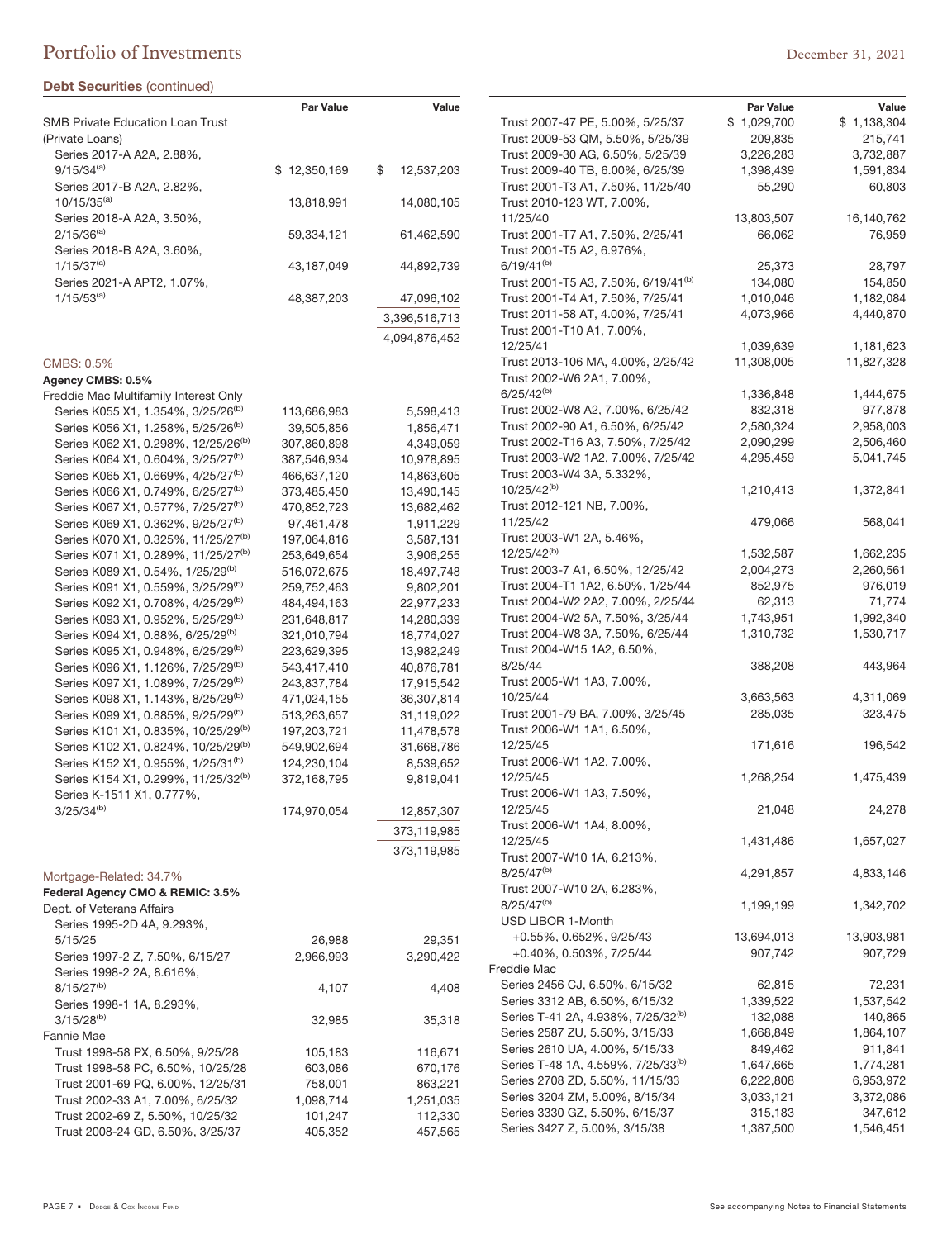## Portfolio of Investments

**Debt Securities** (continued)

| | Par Value | Value |
|---|---|---|
| SMB Private Education Loan Trust (Private Loans) | | |
| Series 2017-A A2A, 2.88%, 9/15/34[(a)] | $ 12,350,169 | $ 12,537,203 |
| Series 2017-B A2A, 2.82%, 10/15/35[(a)] | 13,818,991 | 14,080,105 |
| Series 2018-A A2A, 3.50%, 2/15/36[(a)] | 59,334,121 | 61,462,590 |
| Series 2018-B A2A, 3.60%, 1/15/37[(a)] | 43,187,049 | 44,892,739 |
| Series 2021-A APT2, 1.07%, 1/15/53[(a)] | 48,387,203 | 47,096,102 |
| | | 3,396,516,713 |
| | | 4,094,876,452 |
| **CMBS: 0.5%** | | |
| **Agency CMBS: 0.5%** | | |
| Freddie Mac Multifamily Interest Only | | |
| Series K055 X1, 1.354%, 3/25/26[(b)] | 113,686,983 | 5,598,413 |
| Series K056 X1, 1.258%, 5/25/26[(b)] | 39,505,856 | 1,856,471 |
| Series K062 X1, 0.298%, 12/25/26[(b)] | 307,860,898 | 4,349,059 |
| Series K064 X1, 0.604%, 3/25/27[(b)] | 387,546,934 | 10,978,895 |
| Series K065 X1, 0.669%, 4/25/27[(b)] | 466,637,120 | 14,863,605 |
| Series K066 X1, 0.749%, 6/25/27[(b)] | 373,485,450 | 13,490,145 |
| Series K067 X1, 0.577%, 7/25/27[(b)] | 470,852,723 | 13,682,462 |
| Series K069 X1, 0.362%, 9/25/27[(b)] | 97,461,478 | 1,911,229 |
| Series K070 X1, 0.325%, 11/25/27[(b)] | 197,064,816 | 3,587,131 |
| Series K071 X1, 0.289%, 11/25/27[(b)] | 253,649,654 | 3,906,255 |
| Series K089 X1, 0.54%, 1/25/29[(b)] | 516,072,675 | 18,497,748 |
| Series K091 X1, 0.559%, 3/25/29[(b)] | 259,752,463 | 9,802,201 |
| Series K092 X1, 0.708%, 4/25/29[(b)] | 484,494,163 | 22,977,233 |
| Series K093 X1, 0.952%, 5/25/29[(b)] | 231,648,817 | 14,280,339 |
| Series K094 X1, 0.88%, 6/25/29[(b)] | 321,010,794 | 18,774,027 |
| Series K095 X1, 0.948%, 6/25/29[(b)] | 223,629,395 | 13,982,249 |
| Series K096 X1, 1.126%, 7/25/29[(b)] | 543,417,410 | 40,876,781 |
| Series K097 X1, 1.089%, 7/25/29[(b)] | 243,837,784 | 17,915,542 |
| Series K098 X1, 1.143%, 8/25/29[(b)] | 471,024,155 | 36,307,814 |
| Series K099 X1, 0.885%, 9/25/29[(b)] | 513,263,657 | 31,119,022 |
| Series K101 X1, 0.835%, 10/25/29[(b)] | 197,203,721 | 11,478,578 |
| Series K102 X1, 0.824%, 10/25/29[(b)] | 549,902,694 | 31,668,786 |
| Series K152 X1, 0.955%, 1/25/31[(b)] | 124,230,104 | 8,539,652 |
| Series K154 X1, 0.299%, 11/25/32[(b)] | 372,168,795 | 9,819,041 |
| Series K-1511 X1, 0.777%, 3/25/34[(b)] | 174,970,054 | 12,857,307 |
| | | 373,119,985 |
| | | 373,119,985 |
| **Mortgage-Related: 34.7%** | | |
| **Federal Agency CMO & REMIC: 3.5%** | | |
| Dept. of Veterans Affairs | | |
| Series 1995-2D 4A, 9.293%, 5/15/25 | 26,988 | 29,351 |
| Series 1997-2 Z, 7.50%, 6/15/27 | 2,966,993 | 3,290,422 |
| Series 1998-2 2A, 8.616%, 8/15/27[(b)] | 4,107 | 4,408 |
| Series 1998-1 1A, 8.293%, 3/15/28[(b)] | 32,985 | 35,318 |
| Fannie Mae | | |
| Trust 1998-58 PX, 6.50%, 9/25/28 | 105,183 | 116,671 |
| Trust 1998-58 PC, 6.50%, 10/25/28 | 603,086 | 670,176 |
| Trust 2001-69 PQ, 6.00%, 12/25/31 | 758,001 | 863,221 |
| Trust 2002-33 A1, 7.00%, 6/25/32 | 1,098,714 | 1,251,035 |
| Trust 2002-69 Z, 5.50%, 10/25/32 | 101,247 | 112,330 |
| Trust 2008-24 GD, 6.50%, 3/25/37 | 405,352 | 457,565 |
| Trust 2007-47 PE, 5.00%, 5/25/37 | $ 1,029,700 | $ 1,138,304 |
| Trust 2009-53 QM, 5.50%, 5/25/39 | 209,835 | 215,741 |
| Trust 2009-30 AG, 6.50%, 5/25/39 | 3,226,283 | 3,732,887 |
| Trust 2009-40 TB, 6.00%, 6/25/39 | 1,398,439 | 1,591,834 |
| Trust 2001-T3 A1, 7.50%, 11/25/40 | 55,290 | 60,803 |
| Trust 2010-123 WT, 7.00%, 11/25/40 | 13,803,507 | 16,140,762 |
| Trust 2001-T7 A1, 7.50%, 2/25/41 | 66,062 | 76,959 |
| Trust 2001-T5 A2, 6.976%, 6/19/41[(b)] | 25,373 | 28,797 |
| Trust 2001-T5 A3, 7.50%, 6/19/41[(b)] | 134,080 | 154,850 |
| Trust 2001-T4 A1, 7.50%, 7/25/41 | 1,010,046 | 1,182,084 |
| Trust 2011-58 AT, 4.00%, 7/25/41 | 4,073,966 | 4,440,870 |
| Trust 2001-T10 A1, 7.00%, 12/25/41 | 1,039,639 | 1,181,623 |
| Trust 2013-106 MA, 4.00%, 2/25/42 | 11,308,005 | 11,827,328 |
| Trust 2002-W6 2A1, 7.00%, 6/25/42[(b)] | 1,336,848 | 1,444,675 |
| Trust 2002-W8 A2, 7.00%, 6/25/42 | 832,318 | 977,878 |
| Trust 2002-90 A1, 6.50%, 6/25/42 | 2,580,324 | 2,958,003 |
| Trust 2002-T16 A3, 7.50%, 7/25/42 | 2,090,299 | 2,506,460 |
| Trust 2003-W2 1A2, 7.00%, 7/25/42 | 4,295,459 | 5,041,745 |
| Trust 2003-W4 3A, 5.332%, 10/25/42[(b)] | 1,210,413 | 1,372,841 |
| Trust 2012-121 NB, 7.00%, 11/25/42 | 479,066 | 568,041 |
| Trust 2003-W1 2A, 5.46%, 12/25/42[(b)] | 1,532,587 | 1,662,235 |
| Trust 2003-7 A1, 6.50%, 12/25/42 | 2,004,273 | 2,260,561 |
| Trust 2004-T1 1A2, 6.50%, 1/25/44 | 852,975 | 976,019 |
| Trust 2004-W2 2A2, 7.00%, 2/25/44 | 62,313 | 71,774 |
| Trust 2004-W2 5A, 7.50%, 3/25/44 | 1,743,951 | 1,992,340 |
| Trust 2004-W8 3A, 7.50%, 6/25/44 | 1,310,732 | 1,530,717 |
| Trust 2004-W15 1A2, 6.50%, 8/25/44 | 388,208 | 443,964 |
| Trust 2005-W1 1A3, 7.00%, 10/25/44 | 3,663,563 | 4,311,069 |
| Trust 2001-79 BA, 7.00%, 3/25/45 | 285,035 | 323,475 |
| Trust 2006-W1 1A1, 6.50%, 12/25/45 | 171,616 | 196,542 |
| Trust 2006-W1 1A2, 7.00%, 12/25/45 | 1,268,254 | 1,475,439 |
| Trust 2006-W1 1A3, 7.50%, 12/25/45 | 21,048 | 24,278 |
| Trust 2006-W1 1A4, 8.00%, 12/25/45 | 1,431,486 | 1,657,027 |
| Trust 2007-W10 1A, 6.213%, 8/25/47[(b)] | 4,291,857 | 4,833,146 |
| Trust 2007-W10 2A, 6.283%, 8/25/47[(b)] | 1,199,199 | 1,342,702 |
| USD LIBOR 1-Month | | |
| +0.55%, 0.652%, 9/25/43 | 13,694,013 | 13,903,981 |
| +0.40%, 0.503%, 7/25/44 | 907,742 | 907,729 |
| Freddie Mac | | |
| Series 2456 CJ, 6.50%, 6/15/32 | 62,815 | 72,231 |
| Series 3312 AB, 6.50%, 6/15/32 | 1,339,522 | 1,537,542 |
| Series T-41 2A, 4.938%, 7/25/32[(b)] | 132,088 | 140,865 |
| Series 2587 ZU, 5.50%, 3/15/33 | 1,668,849 | 1,864,107 |
| Series 2610 UA, 4.00%, 5/15/33 | 849,462 | 911,841 |
| Series T-48 1A, 4.559%, 7/25/33[(b)] | 1,647,665 | 1,774,281 |
| Series 2708 ZD, 5.50%, 11/15/33 | 6,222,808 | 6,953,972 |
| Series 3204 ZM, 5.00%, 8/15/34 | 3,033,121 | 3,372,086 |
| Series 3330 GZ, 5.50%, 6/15/37 | 315,183 | 347,612 |
| Series 3427 Z, 5.00%, 3/15/38 | 1,387,500 | 1,546,451 |

See accompanying Notes to Financial Statements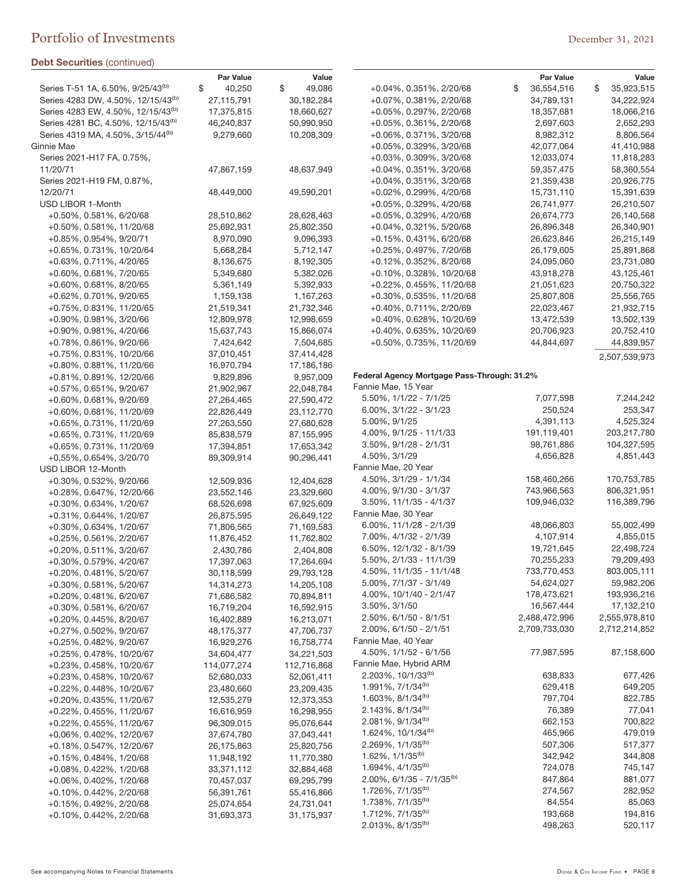## Portfolio of Investments

**Debt Securities** (continued)

| | Par Value | Value |
|---|---|---|
| Series T-51 1A, 6.50%, 9/25/43[b] | $ 40,250 | $ 49,086 |
| Series 4283 DW, 4.50%, 12/15/43[b] | 27,115,791 | 30,182,284 |
| Series 4283 EW, 4.50%, 12/15/43[b] | 17,375,815 | 18,660,627 |
| Series 4281 BC, 4.50%, 12/15/43[b] | 46,240,837 | 50,990,950 |
| Series 4319 MA, 4.50%, 3/15/44[b] | 9,279,660 | 10,208,309 |
| Ginnie Mae | | |
| Series 2021-H17 FA, 0.75%, 11/20/71 | 47,867,159 | 48,637,949 |
| Series 2021-H19 FM, 0.87%, 12/20/71 | 48,449,000 | 49,590,201 |
| USD LIBOR 1-Month | | |
| +0.50%, 0.581%, 6/20/68 | 28,510,862 | 28,628,463 |
| +0.50%, 0.581%, 11/20/68 | 25,692,931 | 25,802,350 |
| +0.85%, 0.954%, 9/20/71 | 8,970,090 | 9,096,393 |
| +0.65%, 0.731%, 10/20/64 | 5,668,284 | 5,712,147 |
| +0.63%, 0.711%, 4/20/65 | 8,136,675 | 8,192,305 |
| +0.60%, 0.681%, 7/20/65 | 5,349,680 | 5,382,026 |
| +0.60%, 0.681%, 8/20/65 | 5,361,149 | 5,392,933 |
| +0.62%, 0.701%, 9/20/65 | 1,159,138 | 1,167,263 |
| +0.75%, 0.831%, 11/20/65 | 21,519,341 | 21,732,346 |
| +0.90%, 0.981%, 3/20/66 | 12,809,978 | 12,998,659 |
| +0.90%, 0.981%, 4/20/66 | 15,637,743 | 15,866,074 |
| +0.78%, 0.861%, 9/20/66 | 7,424,642 | 7,504,685 |
| +0.75%, 0.831%, 10/20/66 | 37,010,451 | 37,414,428 |
| +0.80%, 0.881%, 11/20/66 | 16,970,794 | 17,186,186 |
| +0.81%, 0.891%, 12/20/66 | 9,829,896 | 9,957,009 |
| +0.57%, 0.651%, 9/20/67 | 21,902,967 | 22,048,784 |
| +0.60%, 0.681%, 9/20/69 | 27,264,465 | 27,590,472 |
| +0.60%, 0.681%, 11/20/69 | 22,826,449 | 23,112,770 |
| +0.65%, 0.731%, 11/20/69 | 27,263,550 | 27,680,628 |
| +0.65%, 0.731%, 11/20/69 | 85,838,579 | 87,155,995 |
| +0.65%, 0.731%, 11/20/69 | 17,394,851 | 17,653,342 |
| +0.55%, 0.654%, 3/20/70 | 89,309,914 | 90,296,441 |
| USD LIBOR 12-Month | | |
| +0.30%, 0.532%, 9/20/66 | 12,509,936 | 12,404,628 |
| +0.28%, 0.647%, 12/20/66 | 23,552,146 | 23,329,660 |
| +0.30%, 0.634%, 1/20/67 | 68,526,698 | 67,925,609 |
| +0.31%, 0.644%, 1/20/67 | 26,875,595 | 26,649,122 |
| +0.30%, 0.634%, 1/20/67 | 71,806,565 | 71,169,583 |
| +0.25%, 0.561%, 2/20/67 | 11,876,452 | 11,762,802 |
| +0.20%, 0.511%, 3/20/67 | 2,430,786 | 2,404,808 |
| +0.30%, 0.579%, 4/20/67 | 17,397,063 | 17,264,694 |
| +0.20%, 0.481%, 5/20/67 | 30,118,599 | 29,793,128 |
| +0.30%, 0.581%, 5/20/67 | 14,314,273 | 14,205,108 |
| +0.20%, 0.481%, 6/20/67 | 71,686,582 | 70,894,811 |
| +0.30%, 0.581%, 6/20/67 | 16,719,204 | 16,592,915 |
| +0.20%, 0.445%, 8/20/67 | 16,402,889 | 16,213,071 |
| +0.27%, 0.502%, 9/20/67 | 48,175,377 | 47,706,737 |
| +0.25%, 0.482%, 9/20/67 | 16,929,276 | 16,758,774 |
| +0.25%, 0.478%, 10/20/67 | 34,604,477 | 34,221,503 |
| +0.23%, 0.458%, 10/20/67 | 114,077,274 | 112,716,868 |
| +0.23%, 0.458%, 10/20/67 | 52,680,033 | 52,061,411 |
| +0.22%, 0.448%, 10/20/67 | 23,480,660 | 23,209,435 |
| +0.20%, 0.435%, 11/20/67 | 12,535,279 | 12,373,353 |
| +0.22%, 0.455%, 11/20/67 | 16,616,959 | 16,298,955 |
| +0.22%, 0.455%, 11/20/67 | 96,309,015 | 95,076,644 |
| +0.06%, 0.402%, 12/20/67 | 37,674,780 | 37,043,441 |
| +0.18%, 0.547%, 12/20/67 | 26,175,863 | 25,820,756 |
| +0.15%, 0.484%, 1/20/68 | 11,948,192 | 11,770,380 |
| +0.08%, 0.422%, 1/20/68 | 33,371,112 | 32,884,468 |
| +0.06%, 0.402%, 1/20/68 | 70,457,037 | 69,295,799 |
| +0.10%, 0.442%, 2/20/68 | 56,391,761 | 55,416,866 |
| +0.15%, 0.492%, 2/20/68 | 25,074,654 | 24,731,041 |
| +0.10%, 0.442%, 2/20/68 | 31,693,373 | 31,175,937 |
| +0.04%, 0.351%, 2/20/68 | $ 36,554,516 | $ 35,923,516 |
| +0.07%, 0.381%, 2/20/68 | 34,789,131 | 34,222,924 |
| +0.05%, 0.297%, 2/20/68 | 18,357,681 | 18,066,216 |
| +0.05%, 0.361%, 2/20/68 | 2,697,603 | 2,652,293 |
| +0.06%, 0.371%, 3/20/68 | 8,982,312 | 8,806,564 |
| +0.05%, 0.329%, 3/20/68 | 42,077,064 | 41,410,988 |
| +0.03%, 0.309%, 3/20/68 | 12,033,074 | 11,818,283 |
| +0.04%, 0.351%, 3/20/68 | 59,357,475 | 58,360,554 |
| +0.04%, 0.351%, 3/20/68 | 21,359,438 | 20,926,775 |
| +0.02%, 0.299%, 4/20/68 | 15,731,110 | 15,391,639 |
| +0.05%, 0.329%, 4/20/68 | 26,741,977 | 26,210,507 |
| +0.05%, 0.329%, 4/20/68 | 26,674,773 | 26,140,568 |
| +0.04%, 0.321%, 5/20/68 | 26,896,348 | 26,340,901 |
| +0.15%, 0.431%, 6/20/68 | 26,623,846 | 26,215,149 |
| +0.25%, 0.497%, 7/20/68 | 26,179,605 | 25,891,868 |
| +0.12%, 0.352%, 8/20/68 | 24,095,060 | 23,731,080 |
| +0.10%, 0.328%, 10/20/68 | 43,918,278 | 43,125,461 |
| +0.22%, 0.455%, 11/20/68 | 21,051,623 | 20,750,322 |
| +0.30%, 0.535%, 11/20/68 | 25,807,808 | 25,556,765 |
| +0.40%, 0.711%, 2/20/69 | 22,023,467 | 21,932,715 |
| +0.40%, 0.628%, 10/20/69 | 13,472,539 | 13,502,139 |
| +0.40%, 0.635%, 10/20/69 | 20,706,923 | 20,752,410 |
| +0.50%, 0.735%, 11/20/69 | 44,844,697 | 44,839,957 |
| | | 2,507,539,973 |

**Federal Agency Mortgage Pass-Through: 31.2%**

| | Par Value | Value |
|---|---|---|
| Fannie Mae, 15 Year | | |
| 5.50%, 1/1/22 - 7/1/25 | 7,077,598 | 7,244,242 |
| 6.00%, 3/1/22 - 3/1/23 | 250,524 | 253,347 |
| 5.00%, 9/1/25 | 4,391,113 | 4,525,324 |
| 4.00%, 9/1/25 - 11/1/33 | 191,119,401 | 203,217,780 |
| 3.50%, 9/1/28 - 2/1/31 | 98,761,886 | 104,327,595 |
| 4.50%, 3/1/29 | 4,656,828 | 4,851,443 |
| Fannie Mae, 20 Year | | |
| 4.50%, 3/1/29 - 1/1/34 | 158,460,266 | 170,753,785 |
| 4.00%, 9/1/30 - 3/1/37 | 743,966,563 | 806,321,951 |
| 3.50%, 11/1/35 - 4/1/37 | 109,946,032 | 116,389,796 |
| Fannie Mae, 30 Year | | |
| 6.00%, 11/1/28 - 2/1/39 | 48,066,803 | 55,002,499 |
| 7.00%, 4/1/32 - 2/1/39 | 4,107,914 | 4,855,015 |
| 6.50%, 12/1/32 - 8/1/39 | 19,721,645 | 22,498,724 |
| 5.50%, 2/1/33 - 11/1/39 | 70,255,233 | 79,209,493 |
| 4.50%, 11/1/35 - 11/1/48 | 733,770,453 | 803,005,111 |
| 5.00%, 7/1/37 - 3/1/49 | 54,624,027 | 59,982,206 |
| 4.00%, 10/1/40 - 2/1/47 | 178,473,621 | 193,936,216 |
| 3.50%, 3/1/50 | 16,567,444 | 17,132,210 |
| 2.50%, 6/1/50 - 8/1/51 | 2,488,472,996 | 2,555,978,810 |
| 2.00%, 6/1/50 - 2/1/51 | 2,709,733,030 | 2,712,214,852 |
| Fannie Mae, 40 Year | | |
| 4.50%, 1/1/52 - 6/1/56 | 77,987,595 | 87,158,600 |
| Fannie Mae, Hybrid ARM | | |
| 2.203%, 10/1/33[b] | 638,833 | 677,426 |
| 1.991%, 7/1/34[b] | 629,418 | 649,205 |
| 1.603%, 8/1/34[b] | 797,704 | 822,785 |
| 2.143%, 8/1/34[b] | 76,389 | 77,041 |
| 2.081%, 9/1/34[b] | 662,153 | 700,822 |
| 1.624%, 10/1/34[b] | 465,966 | 479,019 |
| 2.269%, 1/1/35[b] | 507,306 | 517,377 |
| 1.62%, 1/1/35[b] | 342,942 | 344,808 |
| 1.694%, 4/1/35[b] | 724,078 | 745,147 |
| 2.00%, 6/1/35 - 7/1/35[b] | 847,864 | 881,077 |
| 1.726%, 7/1/35[b] | 274,567 | 282,952 |
| 1.738%, 7/1/35[b] | 84,554 | 85,063 |
| 1.712%, 7/1/35[b] | 193,668 | 194,816 |
| 2.013%, 8/1/35[b] | 498,263 | 520,117 |

See accompanying Notes to Financial Statements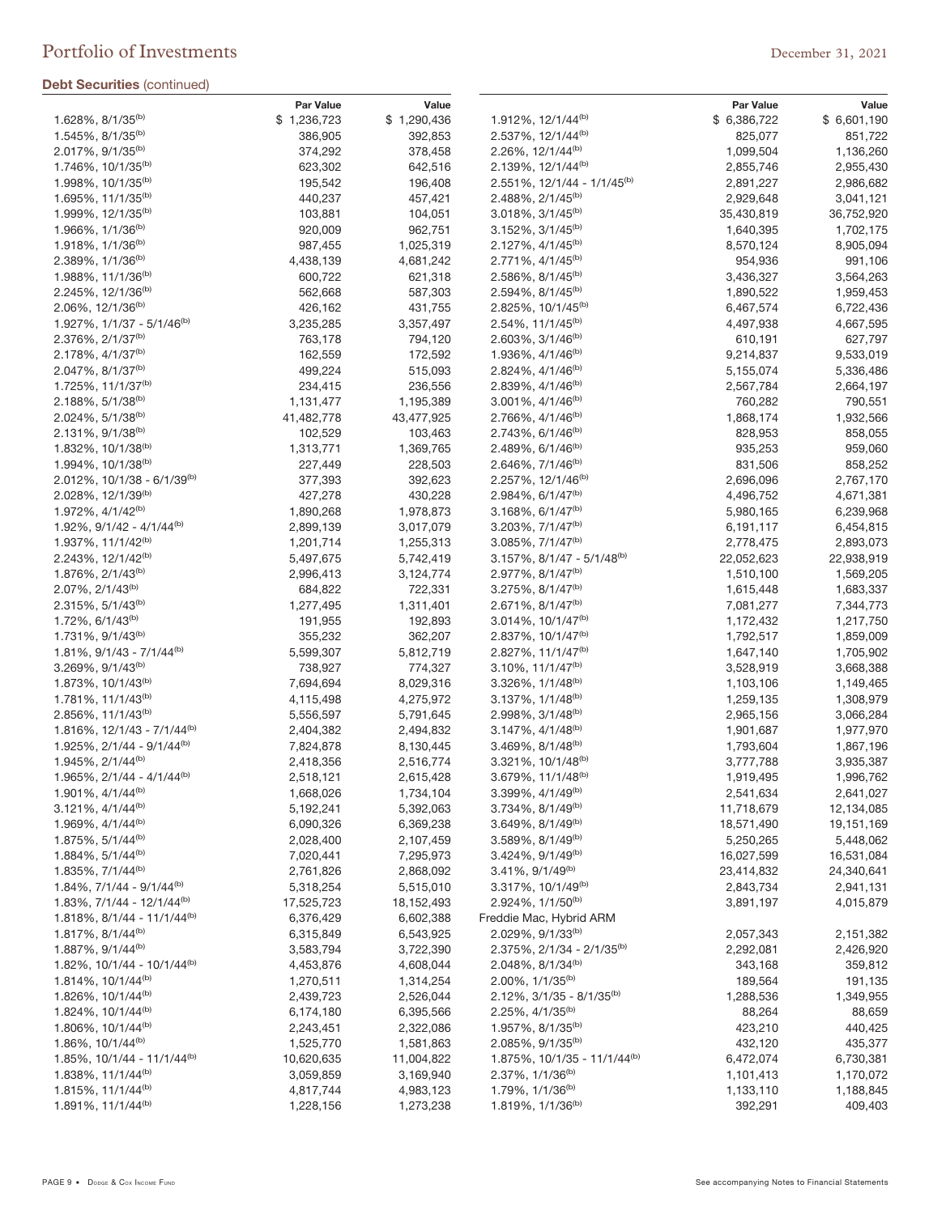## Debt Securities (continued)

| | Par Value | Value |
|---|---|---|
| 1.628%, 8/1/35[(b)] | $ 1,236,723 | $ 1,290,436 |
| 1.545%, 8/1/35[(b)] | 386,905 | 392,853 |
| 2.017%, 9/1/35[(b)] | 374,292 | 378,458 |
| 1.746%, 10/1/35[(b)] | 623,302 | 642,516 |
| 1.998%, 10/1/35[(b)] | 195,542 | 196,408 |
| 1.695%, 11/1/35[(b)] | 440,237 | 457,421 |
| 1.999%, 12/1/35[(b)] | 103,881 | 104,051 |
| 1.966%, 1/1/36[(b)] | 920,009 | 962,751 |
| 1.918%, 1/1/36[(b)] | 987,455 | 1,025,319 |
| 2.389%, 1/1/36[(b)] | 4,438,139 | 4,681,242 |
| 1.988%, 11/1/36[(b)] | 600,722 | 621,318 |
| 2.245%, 12/1/36[(b)] | 562,668 | 587,303 |
| 2.06%, 12/1/36[(b)] | 426,162 | 431,755 |
| 1.927%, 1/1/37 - 5/1/46[(b)] | 3,235,285 | 3,357,497 |
| 2.376%, 2/1/37[(b)] | 763,178 | 794,120 |
| 2.178%, 4/1/37[(b)] | 162,559 | 172,592 |
| 2.047%, 8/1/37[(b)] | 499,224 | 515,093 |
| 1.725%, 11/1/37[(b)] | 234,415 | 236,556 |
| 2.188%, 5/1/38[(b)] | 1,131,477 | 1,195,389 |
| 2.024%, 5/1/38[(b)] | 41,482,778 | 43,477,925 |
| 2.131%, 9/1/38[(b)] | 102,529 | 103,463 |
| 1.832%, 10/1/38[(b)] | 1,313,771 | 1,369,765 |
| 1.994%, 10/1/38[(b)] | 227,449 | 228,503 |
| 2.012%, 10/1/38 - 6/1/39[(b)] | 377,393 | 392,623 |
| 2.028%, 12/1/39[(b)] | 427,278 | 430,228 |
| 1.972%, 4/1/42[(b)] | 1,890,268 | 1,978,873 |
| 1.92%, 9/1/42 - 4/1/44[(b)] | 2,899,139 | 3,017,079 |
| 1.937%, 11/1/42[(b)] | 1,201,714 | 1,255,313 |
| 2.243%, 12/1/42[(b)] | 5,497,675 | 5,742,419 |
| 1.876%, 2/1/43[(b)] | 2,996,413 | 3,124,774 |
| 2.07%, 2/1/43[(b)] | 684,822 | 722,331 |
| 2.315%, 5/1/43[(b)] | 1,277,495 | 1,311,401 |
| 1.72%, 6/1/43[(b)] | 191,955 | 192,893 |
| 1.731%, 9/1/43[(b)] | 355,232 | 362,207 |
| 1.81%, 9/1/43 - 7/1/44[(b)] | 5,599,307 | 5,812,719 |
| 3.269%, 9/1/43[(b)] | 738,927 | 774,327 |
| 1.873%, 10/1/43[(b)] | 7,694,694 | 8,029,316 |
| 1.781%, 11/1/43[(b)] | 4,115,498 | 4,275,972 |
| 2.856%, 11/1/43[(b)] | 5,556,597 | 5,791,645 |
| 1.816%, 12/1/43 - 7/1/44[(b)] | 2,404,382 | 2,494,832 |
| 1.925%, 2/1/44 - 9/1/44[(b)] | 7,824,878 | 8,130,445 |
| 1.945%, 2/1/44[(b)] | 2,418,356 | 2,516,774 |
| 1.965%, 2/1/44 - 4/1/44[(b)] | 2,518,121 | 2,615,428 |
| 1.901%, 4/1/44[(b)] | 1,668,026 | 1,734,104 |
| 3.121%, 4/1/44[(b)] | 5,192,241 | 5,392,063 |
| 1.969%, 4/1/44[(b)] | 6,090,326 | 6,369,238 |
| 1.875%, 5/1/44[(b)] | 2,028,400 | 2,107,459 |
| 1.884%, 5/1/44[(b)] | 7,020,441 | 7,295,973 |
| 1.835%, 7/1/44[(b)] | 2,761,826 | 2,868,092 |
| 1.84%, 7/1/44 - 9/1/44[(b)] | 5,318,254 | 5,515,010 |
| 1.83%, 7/1/44 - 12/1/44[(b)] | 17,525,723 | 18,152,493 |
| 1.818%, 8/1/44 - 11/1/44[(b)] | 6,376,429 | 6,602,388 |
| 1.817%, 8/1/44[(b)] | 6,315,849 | 6,543,925 |
| 1.887%, 9/1/44[(b)] | 3,583,794 | 3,722,390 |
| 1.82%, 10/1/44 - 10/1/44[(b)] | 4,453,876 | 4,608,044 |
| 1.814%, 10/1/44[(b)] | 1,270,511 | 1,314,254 |
| 1.826%, 10/1/44[(b)] | 2,439,723 | 2,526,044 |
| 1.824%, 10/1/44[(b)] | 6,174,180 | 6,395,566 |
| 1.806%, 10/1/44[(b)] | 2,243,451 | 2,322,086 |
| 1.86%, 10/1/44[(b)] | 1,525,770 | 1,581,863 |
| 1.85%, 10/1/44 - 11/1/44[(b)] | 10,620,635 | 11,004,822 |
| 1.838%, 11/1/44[(b)] | 3,059,859 | 3,169,940 |
| 1.815%, 11/1/44[(b)] | 4,817,744 | 4,983,123 |
| 1.891%, 11/1/44[(b)] | 1,228,156 | 1,273,238 |
| 1.912%, 12/1/44[(b)] | $ 6,386,722 | $ 6,601,190 |
| 2.537%, 12/1/44[(b)] | 825,077 | 851,722 |
| 2.26%, 12/1/44[(b)] | 1,099,504 | 1,136,260 |
| 2.139%, 12/1/44[(b)] | 2,855,746 | 2,955,430 |
| 2.551%, 12/1/44 - 1/1/45[(b)] | 2,891,227 | 2,986,682 |
| 2.488%, 2/1/45[(b)] | 2,929,648 | 3,041,121 |
| 3.018%, 3/1/45[(b)] | 35,430,819 | 36,752,920 |
| 3.152%, 3/1/45[(b)] | 1,640,395 | 1,702,175 |
| 2.127%, 4/1/45[(b)] | 8,570,124 | 8,905,094 |
| 2.771%, 4/1/45[(b)] | 954,936 | 991,106 |
| 2.586%, 8/1/45[(b)] | 3,436,327 | 3,564,263 |
| 2.594%, 8/1/45[(b)] | 1,890,522 | 1,959,453 |
| 2.825%, 10/1/45[(b)] | 6,467,574 | 6,722,436 |
| 2.54%, 11/1/45[(b)] | 4,497,938 | 4,667,595 |
| 2.603%, 3/1/46[(b)] | 610,191 | 627,797 |
| 1.936%, 4/1/46[(b)] | 9,214,837 | 9,533,019 |
| 2.824%, 4/1/46[(b)] | 5,155,074 | 5,336,486 |
| 2.839%, 4/1/46[(b)] | 2,567,784 | 2,664,197 |
| 3.001%, 4/1/46[(b)] | 760,282 | 790,551 |
| 2.766%, 4/1/46[(b)] | 1,868,174 | 1,932,566 |
| 2.743%, 6/1/46[(b)] | 828,953 | 858,055 |
| 2.489%, 6/1/46[(b)] | 935,253 | 959,060 |
| 2.646%, 7/1/46[(b)] | 831,506 | 858,252 |
| 2.257%, 12/1/46[(b)] | 2,696,096 | 2,767,170 |
| 2.984%, 6/1/47[(b)] | 4,496,752 | 4,671,381 |
| 3.168%, 6/1/47[(b)] | 5,980,165 | 6,239,968 |
| 3.203%, 7/1/47[(b)] | 6,191,117 | 6,454,815 |
| 3.085%, 7/1/47[(b)] | 2,778,475 | 2,893,073 |
| 3.157%, 8/1/47 - 5/1/48[(b)] | 22,052,623 | 22,938,919 |
| 2.977%, 8/1/47[(b)] | 1,510,100 | 1,569,205 |
| 3.275%, 8/1/47[(b)] | 1,615,448 | 1,683,337 |
| 2.671%, 8/1/47[(b)] | 7,081,277 | 7,344,773 |
| 3.014%, 10/1/47[(b)] | 1,172,432 | 1,217,750 |
| 2.837%, 10/1/47[(b)] | 1,792,517 | 1,859,009 |
| 2.827%, 11/1/47[(b)] | 1,647,140 | 1,705,902 |
| 3.10%, 11/1/47[(b)] | 3,528,919 | 3,668,388 |
| 3.326%, 1/1/48[(b)] | 1,103,106 | 1,149,465 |
| 3.137%, 1/1/48[(b)] | 1,259,135 | 1,308,979 |
| 2.998%, 3/1/48[(b)] | 2,965,156 | 3,066,284 |
| 3.147%, 4/1/48[(b)] | 1,901,687 | 1,977,970 |
| 3.469%, 8/1/48[(b)] | 1,793,604 | 1,867,196 |
| 3.321%, 10/1/48[(b)] | 3,777,788 | 3,935,387 |
| 3.679%, 11/1/48[(b)] | 1,919,495 | 1,996,762 |
| 3.399%, 4/1/49[(b)] | 2,541,634 | 2,641,027 |
| 3.734%, 8/1/49[(b)] | 11,718,679 | 12,134,085 |
| 3.649%, 8/1/49[(b)] | 18,571,490 | 19,151,169 |
| 3.589%, 8/1/49[(b)] | 5,250,265 | 5,448,062 |
| 3.424%, 9/1/49[(b)] | 16,027,599 | 16,531,084 |
| 3.41%, 9/1/49[(b)] | 23,414,832 | 24,340,641 |
| 3.317%, 10/1/49[(b)] | 2,843,734 | 2,941,131 |
| 2.924%, 1/1/50[(b)] | 3,891,197 | 4,015,879 |
| Freddie Mac, Hybrid ARM | | |
| 2.029%, 9/1/33[(b)] | 2,057,343 | 2,151,382 |
| 2.375%, 2/1/34 - 2/1/35[(b)] | 2,292,081 | 2,426,920 |
| 2.048%, 8/1/34[(b)] | 343,168 | 359,812 |
| 2.00%, 1/1/35[(b)] | 189,564 | 191,135 |
| 2.12%, 3/1/35 - 8/1/35[(b)] | 1,288,536 | 1,349,955 |
| 2.25%, 4/1/35[(b)] | 88,264 | 88,659 |
| 1.957%, 8/1/35[(b)] | 423,210 | 440,425 |
| 2.085%, 9/1/35[(b)] | 432,120 | 435,377 |
| 1.875%, 10/1/35 - 11/1/44[(b)] | 6,472,074 | 6,730,381 |
| 2.37%, 1/1/36[(b)] | 1,101,413 | 1,170,072 |
| 1.79%, 1/1/36[(b)] | 1,133,110 | 1,188,845 |
| 1.819%, 1/1/36[(b)] | 392,291 | 409,403 |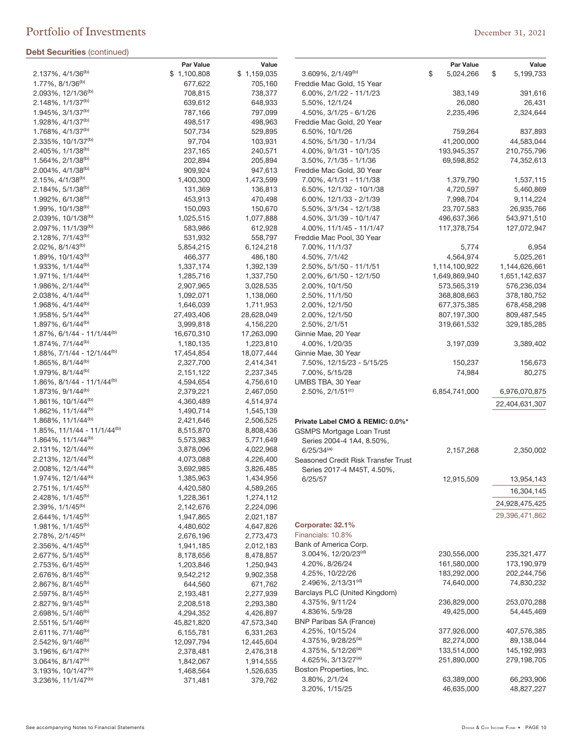## Portfolio of Investments

December 31, 2021

**Debt Securities** (continued)

| | Par Value | Value |
|---|---|---|
| 2.137%, 4/1/36[(b)] | $ 1,100,808 | $ 1,159,035 |
| 1.77%, 8/1/36[(b)] | 677,622 | 705,160 |
| 2.093%, 12/1/36[(b)] | 708,815 | 738,377 |
| 2.148%, 1/1/37[(b)] | 639,612 | 648,933 |
| 1.945%, 3/1/37[(b)] | 787,166 | 797,099 |
| 1.928%, 4/1/37[(b)] | 498,517 | 498,963 |
| 1.768%, 4/1/37[(b)] | 507,734 | 529,895 |
| 2.335%, 10/1/37[(b)] | 97,704 | 103,931 |
| 2.405%, 1/1/38[(b)] | 237,165 | 240,571 |
| 1.564%, 2/1/38[(b)] | 202,894 | 205,894 |
| 2.004%, 4/1/38[(b)] | 909,924 | 947,613 |
| 2.15%, 4/1/38[(b)] | 1,400,300 | 1,473,599 |
| 2.184%, 5/1/38[(b)] | 131,369 | 136,813 |
| 1.992%, 6/1/38[(b)] | 453,913 | 470,498 |
| 1.99%, 10/1/38[(b)] | 150,093 | 150,670 |
| 2.039%, 10/1/38[(b)] | 1,025,515 | 1,077,888 |
| 2.097%, 11/1/39[(b)] | 583,986 | 612,928 |
| 2.128%, 7/1/43[(b)] | 531,932 | 558,797 |
| 2.02%, 8/1/43[(b)] | 5,854,215 | 6,124,218 |
| 1.89%, 10/1/43[(b)] | 466,377 | 486,180 |
| 1.933%, 1/1/44[(b)] | 1,337,174 | 1,392,139 |
| 1.971%, 1/1/44[(b)] | 1,285,716 | 1,337,750 |
| 1.986%, 2/1/44[(b)] | 2,907,965 | 3,028,535 |
| 2.038%, 4/1/44[(b)] | 1,092,071 | 1,138,060 |
| 1.968%, 4/1/44[(b)] | 1,646,039 | 1,711,953 |
| 1.958%, 5/1/44[(b)] | 27,493,406 | 28,628,049 |
| 1.897%, 6/1/44[(b)] | 3,999,818 | 4,156,220 |
| 1.87%, 6/1/44 - 11/1/44[(b)] | 16,670,310 | 17,263,090 |
| 1.874%, 7/1/44[(b)] | 1,180,135 | 1,223,810 |
| 1.88%, 7/1/44 - 12/1/44[(b)] | 17,454,854 | 18,077,444 |
| 1.865%, 8/1/44[(b)] | 2,327,700 | 2,414,341 |
| 1.979%, 8/1/44[(b)] | 2,151,122 | 2,237,345 |
| 1.86%, 8/1/44 - 11/1/44[(b)] | 4,594,654 | 4,756,610 |
| 1.873%, 9/1/44[(b)] | 2,379,221 | 2,467,050 |
| 1.861%, 10/1/44[(b)] | 4,360,489 | 4,514,974 |
| 1.862%, 11/1/44[(b)] | 1,490,714 | 1,545,139 |
| 1.868%, 11/1/44[(b)] | 2,421,646 | 2,506,525 |
| 1.85%, 11/1/44 - 11/1/44[(b)] | 8,515,870 | 8,808,436 |
| 1.864%, 11/1/44[(b)] | 5,573,983 | 5,771,649 |
| 2.131%, 12/1/44[(b)] | 3,878,096 | 4,022,968 |
| 2.213%, 12/1/44[(b)] | 4,073,088 | 4,226,400 |
| 2.008%, 12/1/44[(b)] | 3,692,985 | 3,826,485 |
| 1.974%, 12/1/44[(b)] | 1,385,963 | 1,434,956 |
| 2.751%, 1/1/45[(b)] | 4,420,580 | 4,589,265 |
| 2.428%, 1/1/45[(b)] | 1,228,361 | 1,274,112 |
| 2.39%, 1/1/45[(b)] | 2,142,676 | 2,224,096 |
| 2.644%, 1/1/45[(b)] | 1,947,865 | 2,021,187 |
| 1.981%, 1/1/45[(b)] | 4,480,602 | 4,647,826 |
| 2.78%, 2/1/45[(b)] | 2,676,196 | 2,773,473 |
| 2.356%, 4/1/45[(b)] | 1,941,185 | 2,012,183 |
| 2.677%, 5/1/45[(b)] | 8,178,656 | 8,478,857 |
| 2.753%, 6/1/45[(b)] | 1,203,846 | 1,250,943 |
| 2.676%, 8/1/45[(b)] | 9,542,212 | 9,902,358 |
| 2.867%, 8/1/45[(b)] | 644,560 | 671,762 |
| 2.597%, 8/1/45[(b)] | 2,193,481 | 2,277,939 |
| 2.827%, 9/1/45[(b)] | 2,208,518 | 2,293,380 |
| 2.698%, 5/1/46[(b)] | 4,294,352 | 4,426,897 |
| 2.551%, 5/1/46[(b)] | 45,821,820 | 47,573,340 |
| 2.611%, 7/1/46[(b)] | 6,155,781 | 6,331,263 |
| 2.542%, 9/1/46[(b)] | 12,097,794 | 12,445,604 |
| 3.196%, 6/1/47[(b)] | 2,378,481 | 2,476,318 |
| 3.064%, 8/1/47[(b)] | 1,842,067 | 1,914,555 |
| 3.193%, 10/1/47[(b)] | 1,468,564 | 1,526,635 |
| 3.236%, 11/1/47[(b)] | 371,481 | 379,762 |
| 3.609%, 2/1/49[(b)] | $ 5,024,266 | $ 5,199,733 |
| Freddie Mac Gold, 15 Year | | |
| 6.00%, 2/1/22 - 11/1/23 | 383,149 | 391,616 |
| 5.50%, 12/1/24 | 26,080 | 26,431 |
| 4.50%, 3/1/25 - 6/1/26 | 2,235,496 | 2,324,644 |
| Freddie Mac Gold, 20 Year | | |
| 6.50%, 10/1/26 | 759,264 | 837,893 |
| 4.50%, 5/1/30 - 1/1/34 | 41,200,000 | 44,583,044 |
| 4.00%, 9/1/31 - 10/1/35 | 193,945,357 | 210,755,796 |
| 3.50%, 7/1/35 - 1/1/36 | 69,598,852 | 74,352,613 |
| Freddie Mac Gold, 30 Year | | |
| 7.00%, 4/1/31 - 11/1/38 | 1,379,790 | 1,537,115 |
| 6.50%, 12/1/32 - 10/1/38 | 4,720,597 | 5,460,869 |
| 6.00%, 12/1/33 - 2/1/39 | 7,998,704 | 9,114,224 |
| 5.50%, 3/1/34 - 12/1/38 | 23,707,583 | 26,935,766 |
| 4.50%, 3/1/39 - 10/1/47 | 496,637,366 | 543,971,510 |
| 4.00%, 11/1/45 - 11/1/47 | 117,378,754 | 127,072,947 |
| Freddie Mac Pool, 30 Year | | |
| 7.00%, 11/1/37 | 5,774 | 6,954 |
| 4.50%, 7/1/42 | 4,564,974 | 5,025,261 |
| 2.50%, 5/1/50 - 11/1/51 | 1,114,100,922 | 1,144,626,661 |
| 2.00%, 6/1/50 - 12/1/50 | 1,649,869,940 | 1,651,142,637 |
| 2.00%, 10/1/50 | 573,565,319 | 576,236,034 |
| 2.50%, 11/1/50 | 368,808,663 | 378,180,752 |
| 2.00%, 12/1/50 | 677,375,385 | 678,458,298 |
| 2.00%, 12/1/50 | 807,197,300 | 809,487,545 |
| 2.50%, 2/1/51 | 319,661,532 | 329,185,285 |
| Ginnie Mae, 20 Year | | |
| 4.00%, 1/20/35 | 3,197,039 | 3,389,402 |
| Ginnie Mae, 30 Year | | |
| 7.50%, 12/15/23 - 5/15/25 | 150,237 | 156,673 |
| 7.00%, 5/15/28 | 74,984 | 80,275 |
| UMBS TBA, 30 Year | | |
| 2.50%, 2/1/51[(c)] | 6,854,741,000 | 6,976,070,875 |
| | | 22,404,631,307 |
| **Private Label CMO & REMIC: 0.0%*** | | |
| GSMPS Mortgage Loan Trust Series 2004-4 1A4, 8.50%, 6/25/34[(a)] | 2,157,268 | 2,350,002 |
| Seasoned Credit Risk Transfer Trust Series 2017-4 M45T, 4.50%, 6/25/57 | 12,915,509 | 13,954,143 |
| | | 16,304,145 |
| | | 24,928,475,425 |
| | | 29,396,471,862 |
| **Corporate: 32.1%** | | |
| Financials: 10.8% | | |
| Bank of America Corp. | | |
| 3.004%, 12/20/23[(d)] | 230,556,000 | 235,321,477 |
| 4.20%, 8/26/24 | 161,580,000 | 173,190,979 |
| 4.25%, 10/22/26 | 183,292,000 | 202,244,756 |
| 2.496%, 2/13/31[(d)] | 74,640,000 | 74,830,232 |
| Barclays PLC (United Kingdom) | | |
| 4.375%, 9/11/24 | 236,829,000 | 253,070,288 |
| 4.836%, 5/9/28 | 49,425,000 | 54,445,469 |
| BNP Paribas SA (France) | | |
| 4.25%, 10/15/24 | 377,926,000 | 407,576,385 |
| 4.375%, 9/28/25[(a)] | 82,274,000 | 89,138,044 |
| 4.375%, 5/12/26[(a)] | 133,514,000 | 145,192,993 |
| 4.625%, 3/13/27[(a)] | 251,890,000 | 279,198,705 |
| Boston Properties, Inc. | | |
| 3.80%, 2/1/24 | 63,389,000 | 66,293,906 |
| 3.20%, 1/15/25 | 46,635,000 | 48,827,227 |

See accompanying Notes to Financial Statements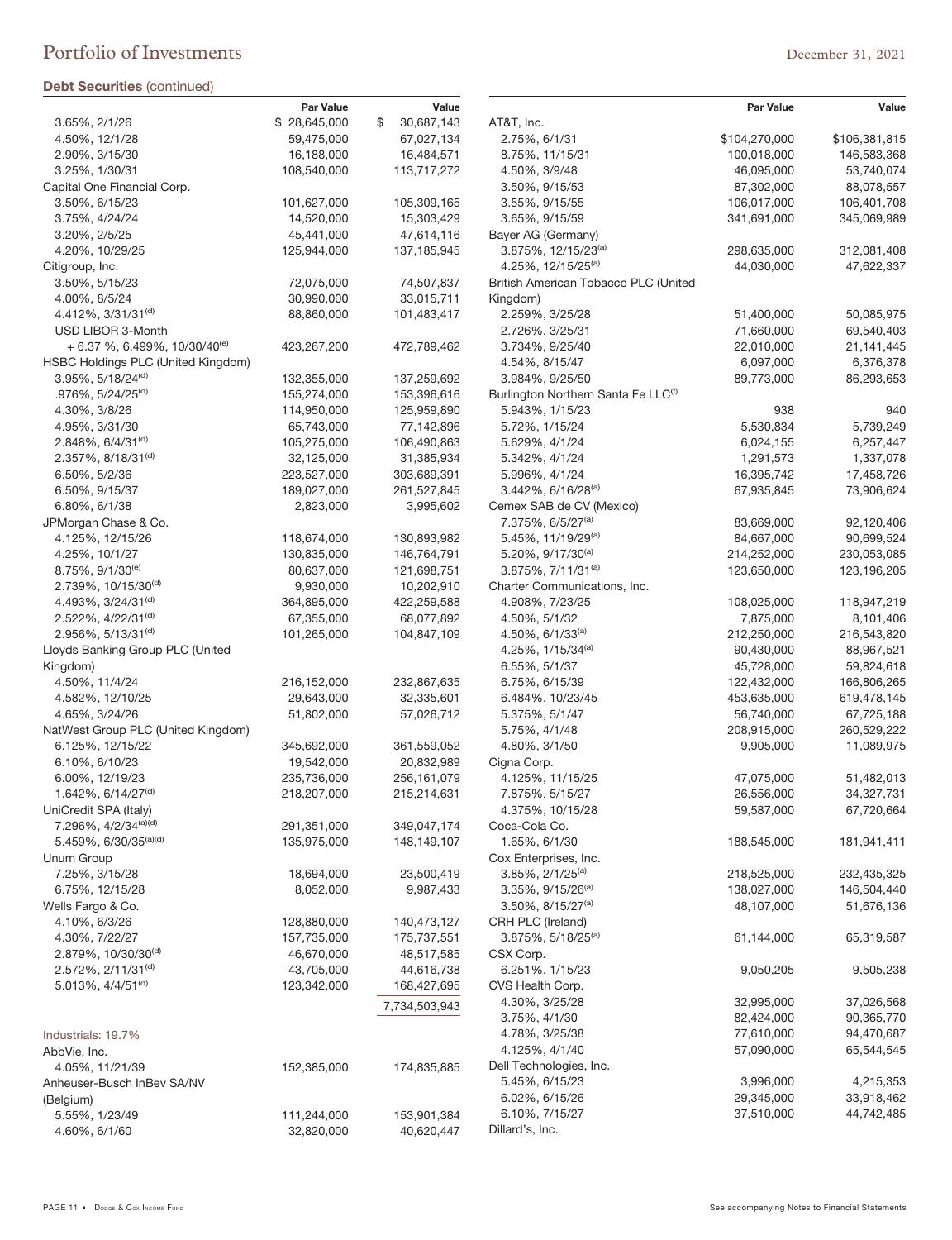## Debt Securities (continued)

| | Par Value | Value |
|---|---|---|
| 3.65%, 2/1/26 | $ 28,645,000 | $ 30,687,143 |
| 4.50%, 12/1/28 | 59,475,000 | 67,027,134 |
| 2.90%, 3/15/30 | 16,188,000 | 16,484,571 |
| 3.25%, 1/30/31 | 108,540,000 | 113,717,272 |
| Capital One Financial Corp. | | |
| 3.50%, 6/15/23 | 101,627,000 | 105,309,165 |
| 3.75%, 4/24/24 | 14,520,000 | 15,303,429 |
| 3.20%, 2/5/25 | 45,441,000 | 47,614,116 |
| 4.20%, 10/29/25 | 125,944,000 | 137,185,945 |
| Citigroup, Inc. | | |
| 3.50%, 5/15/23 | 72,075,000 | 74,507,837 |
| 4.00%, 8/5/24 | 30,990,000 | 33,015,711 |
| 4.412%, 3/31/31[(d)] | 88,860,000 | 101,483,417 |
| USD LIBOR 3-Month + 6.37 %, 6.499%, 10/30/40[(e)] | 423,267,200 | 472,789,462 |
| HSBC Holdings PLC (United Kingdom) | | |
| 3.95%, 5/18/24[(d)] | 132,355,000 | 137,259,692 |
| .976%, 5/24/25[(d)] | 155,274,000 | 153,396,616 |
| 4.30%, 3/8/26 | 114,950,000 | 125,959,890 |
| 4.95%, 3/31/30 | 65,743,000 | 77,142,896 |
| 2.848%, 6/4/31[(d)] | 105,275,000 | 106,490,863 |
| 2.357%, 8/18/31[(d)] | 32,125,000 | 31,385,934 |
| 6.50%, 5/2/36 | 223,527,000 | 303,689,391 |
| 6.50%, 9/15/37 | 189,027,000 | 261,527,845 |
| 6.80%, 6/1/38 | 2,823,000 | 3,995,602 |
| JPMorgan Chase & Co. | | |
| 4.125%, 12/15/26 | 118,674,000 | 130,893,982 |
| 4.25%, 10/1/27 | 130,835,000 | 146,764,791 |
| 8.75%, 9/1/30[(e)] | 80,637,000 | 121,698,751 |
| 2.739%, 10/15/30[(d)] | 9,930,000 | 10,202,910 |
| 4.493%, 3/24/31[(d)] | 364,895,000 | 422,259,588 |
| 2.522%, 4/22/31[(d)] | 67,355,000 | 68,077,892 |
| 2.956%, 5/13/31[(d)] | 101,265,000 | 104,847,109 |
| Lloyds Banking Group PLC (United Kingdom) | | |
| 4.50%, 11/4/24 | 216,152,000 | 232,867,635 |
| 4.582%, 12/10/25 | 29,643,000 | 32,335,601 |
| 4.65%, 3/24/26 | 51,802,000 | 57,026,712 |
| NatWest Group PLC (United Kingdom) | | |
| 6.125%, 12/15/22 | 345,692,000 | 361,559,052 |
| 6.10%, 6/10/23 | 19,542,000 | 20,832,989 |
| 6.00%, 12/19/23 | 235,736,000 | 256,161,079 |
| 1.642%, 6/14/27[(d)] | 218,207,000 | 215,214,631 |
| UniCredit SPA (Italy) | | |
| 7.296%, 4/2/34[(a)(d)] | 291,351,000 | 349,047,174 |
| 5.459%, 6/30/35[(a)(d)] | 135,975,000 | 148,149,107 |
| Unum Group | | |
| 7.25%, 3/15/28 | 18,694,000 | 23,500,419 |
| 6.75%, 12/15/28 | 8,052,000 | 9,987,433 |
| Wells Fargo & Co. | | |
| 4.10%, 6/3/26 | 128,880,000 | 140,473,127 |
| 4.30%, 7/22/27 | 157,735,000 | 175,737,551 |
| 2.879%, 10/30/30[(d)] | 46,670,000 | 48,517,585 |
| 2.572%, 2/11/31[(d)] | 43,705,000 | 44,616,738 |
| 5.013%, 4/4/51[(d)] | 123,342,000 | 168,427,695 |
| | | 7,734,503,943 |
| **Industrials: 19.7%** | | |
| AbbVie, Inc. | | |
| 4.05%, 11/21/39 | 152,385,000 | 174,835,885 |
| Anheuser-Busch InBev SA/NV (Belgium) | | |
| 5.55%, 1/23/49 | 111,244,000 | 153,901,384 |
| 4.60%, 6/1/60 | 32,820,000 | 40,620,447 |
| AT&T, Inc. | | |
| 2.75%, 6/1/31 | $104,270,000 | $106,381,815 |
| 8.75%, 11/15/31 | 100,018,000 | 146,583,368 |
| 4.50%, 3/9/48 | 46,095,000 | 53,740,074 |
| 3.50%, 9/15/53 | 87,302,000 | 88,078,557 |
| 3.55%, 9/15/55 | 106,017,000 | 106,401,708 |
| 3.65%, 9/15/59 | 341,691,000 | 345,069,989 |
| Bayer AG (Germany) | | |
| 3.875%, 12/15/23[(a)] | 298,635,000 | 312,081,408 |
| 4.25%, 12/15/25[(a)] | 44,030,000 | 47,622,337 |
| British American Tobacco PLC (United Kingdom) | | |
| 2.259%, 3/25/28 | 51,400,000 | 50,085,975 |
| 2.726%, 3/25/31 | 71,660,000 | 69,540,403 |
| 3.734%, 9/25/40 | 22,010,000 | 21,141,445 |
| 4.54%, 8/15/47 | 6,097,000 | 6,376,378 |
| 3.984%, 9/25/50 | 89,773,000 | 86,293,653 |
| Burlington Northern Santa Fe LLC[(f)] | | |
| 5.943%, 1/15/23 | 938 | 940 |
| 5.72%, 1/15/24 | 5,530,834 | 5,739,249 |
| 5.629%, 4/1/24 | 6,024,155 | 6,257,447 |
| 5.342%, 4/1/24 | 1,291,573 | 1,337,078 |
| 5.996%, 4/1/24 | 16,395,742 | 17,458,726 |
| 3.442%, 6/16/28[(a)] | 67,935,845 | 73,906,624 |
| Cemex SAB de CV (Mexico) | | |
| 7.375%, 6/5/27[(a)] | 83,669,000 | 92,120,406 |
| 5.45%, 11/19/29[(a)] | 84,667,000 | 90,699,524 |
| 5.20%, 9/17/30[(a)] | 214,252,000 | 230,053,085 |
| 3.875%, 7/11/31[(a)] | 123,650,000 | 123,196,205 |
| Charter Communications, Inc. | | |
| 4.908%, 7/23/25 | 108,025,000 | 118,947,219 |
| 4.50%, 5/1/32 | 7,875,000 | 8,101,406 |
| 4.50%, 6/1/33[(a)] | 212,250,000 | 216,543,820 |
| 4.25%, 1/15/34[(a)] | 90,430,000 | 88,967,521 |
| 6.55%, 5/1/37 | 45,728,000 | 59,824,618 |
| 6.75%, 6/15/39 | 122,432,000 | 166,806,265 |
| 6.484%, 10/23/45 | 453,635,000 | 619,478,145 |
| 5.375%, 5/1/47 | 56,740,000 | 67,725,188 |
| 5.75%, 4/1/48 | 208,915,000 | 260,529,222 |
| 4.80%, 3/1/50 | 9,905,000 | 11,089,975 |
| Cigna Corp. | | |
| 4.125%, 11/15/25 | 47,075,000 | 51,482,013 |
| 7.875%, 5/15/27 | 26,556,000 | 34,327,731 |
| 4.375%, 10/15/28 | 59,587,000 | 67,720,664 |
| Coca-Cola Co. | | |
| 1.65%, 6/1/30 | 188,545,000 | 181,941,411 |
| Cox Enterprises, Inc. | | |
| 3.85%, 2/1/25[(a)] | 218,525,000 | 232,435,325 |
| 3.35%, 9/15/26[(a)] | 138,027,000 | 146,504,440 |
| 3.50%, 8/15/27[(a)] | 48,107,000 | 51,676,136 |
| CRH PLC (Ireland) | | |
| 3.875%, 5/18/25[(a)] | 61,144,000 | 65,319,587 |
| CSX Corp. | | |
| 6.251%, 1/15/23 | 9,050,205 | 9,505,238 |
| CVS Health Corp. | | |
| 4.30%, 3/25/28 | 32,995,000 | 37,026,568 |
| 3.75%, 4/1/30 | 82,424,000 | 90,365,770 |
| 4.78%, 3/25/38 | 77,610,000 | 94,470,687 |
| 4.125%, 4/1/40 | 57,090,000 | 65,544,545 |
| Dell Technologies, Inc. | | |
| 5.45%, 6/15/23 | 3,996,000 | 4,215,353 |
| 6.02%, 6/15/26 | 29,345,000 | 33,918,462 |
| 6.10%, 7/15/27 | 37,510,000 | 44,742,485 |
| Dillard's, Inc. | | |

See accompanying Notes to Financial Statements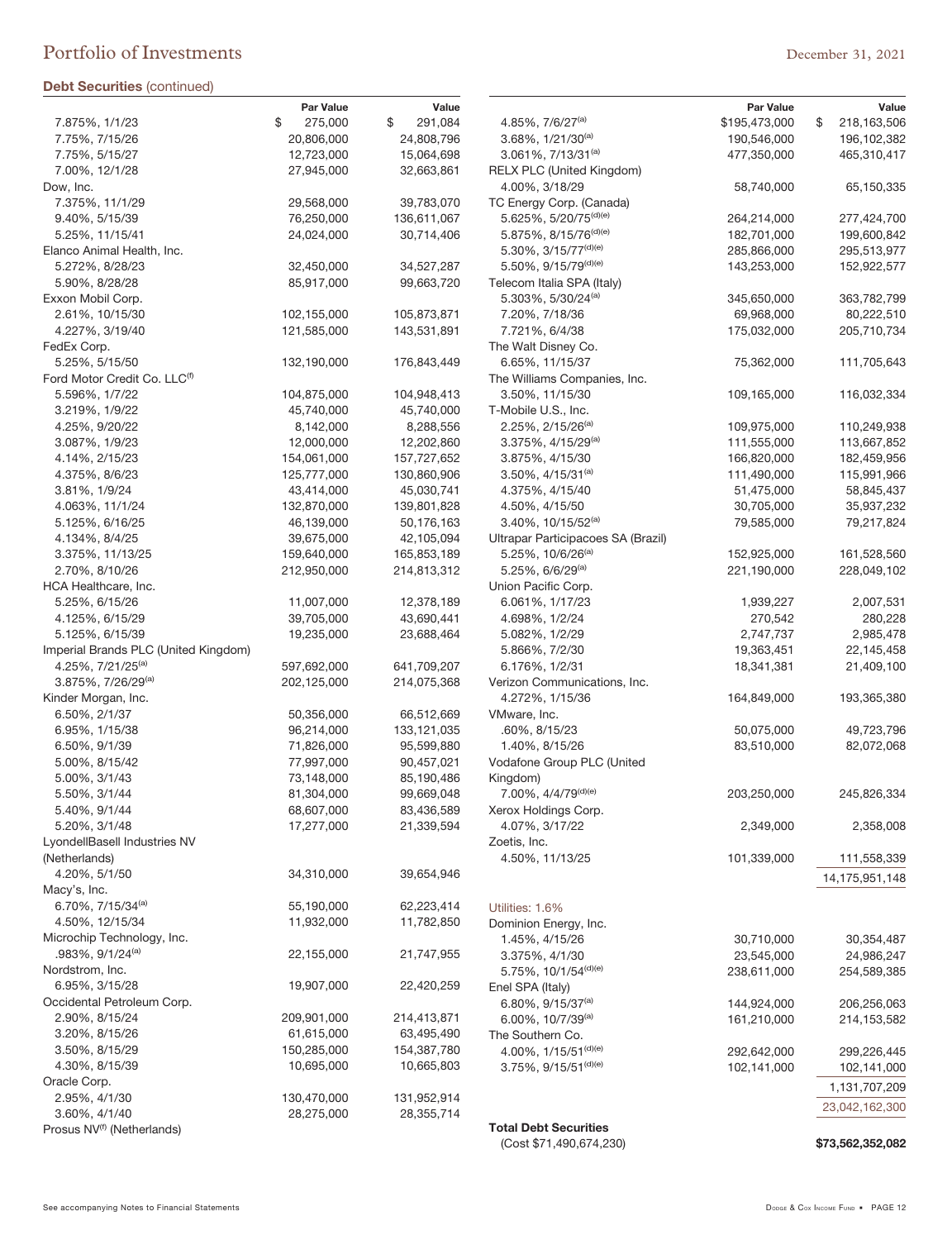## Portfolio of Investments

### Debt Securities (continued)

| | Par Value | Value |
|---|---|---|
| 7.875%, 1/1/23 | $ 275,000 | $ 291,084 |
| 7.75%, 7/15/26 | 20,806,000 | 24,808,796 |
| 7.75%, 5/15/27 | 12,723,000 | 15,064,698 |
| 7.00%, 12/1/28 | 27,945,000 | 32,663,861 |
| Dow, Inc. | | |
| 7.375%, 11/1/29 | 29,568,000 | 39,783,070 |
| 9.40%, 5/15/39 | 76,250,000 | 136,611,067 |
| 5.25%, 11/15/41 | 24,024,000 | 30,714,406 |
| Elanco Animal Health, Inc. | | |
| 5.272%, 8/28/23 | 32,450,000 | 34,527,287 |
| 5.90%, 8/28/28 | 85,917,000 | 99,663,720 |
| Exxon Mobil Corp. | | |
| 2.61%, 10/15/30 | 102,155,000 | 105,873,871 |
| 4.227%, 3/19/40 | 121,585,000 | 143,531,891 |
| FedEx Corp. | | |
| 5.25%, 5/15/50 | 132,190,000 | 176,843,449 |
| Ford Motor Credit Co. LLC[f] | | |
| 5.596%, 1/7/22 | 104,875,000 | 104,948,413 |
| 3.219%, 1/9/22 | 45,740,000 | 45,740,000 |
| 4.25%, 9/20/22 | 8,142,000 | 8,288,556 |
| 3.087%, 1/9/23 | 12,000,000 | 12,202,860 |
| 4.14%, 2/15/23 | 154,061,000 | 157,727,652 |
| 4.375%, 8/6/23 | 125,777,000 | 130,860,906 |
| 3.81%, 1/9/24 | 43,414,000 | 45,030,741 |
| 4.063%, 11/1/24 | 132,870,000 | 139,801,828 |
| 5.125%, 6/16/25 | 46,139,000 | 50,176,163 |
| 4.134%, 8/4/25 | 39,675,000 | 42,105,094 |
| 3.375%, 11/13/25 | 159,640,000 | 165,853,189 |
| 2.70%, 8/10/26 | 212,950,000 | 214,813,312 |
| HCA Healthcare, Inc. | | |
| 5.25%, 6/15/26 | 11,007,000 | 12,378,189 |
| 4.125%, 6/15/29 | 39,705,000 | 43,690,441 |
| 5.125%, 6/15/39 | 19,235,000 | 23,688,464 |
| Imperial Brands PLC (United Kingdom) | | |
| 4.25%, 7/21/25[a] | 597,692,000 | 641,709,207 |
| 3.875%, 7/26/29[a] | 202,125,000 | 214,075,368 |
| Kinder Morgan, Inc. | | |
| 6.50%, 2/1/37 | 50,356,000 | 66,512,669 |
| 6.95%, 1/15/38 | 96,214,000 | 133,121,035 |
| 6.50%, 9/1/39 | 71,826,000 | 95,599,880 |
| 5.00%, 8/15/42 | 77,997,000 | 90,457,021 |
| 5.00%, 3/1/43 | 73,148,000 | 85,190,486 |
| 5.50%, 3/1/44 | 81,304,000 | 99,669,048 |
| 5.40%, 9/1/44 | 68,607,000 | 83,436,589 |
| 5.20%, 3/1/48 | 17,277,000 | 21,339,594 |
| LyondellBasell Industries NV (Netherlands) | | |
| 4.20%, 5/1/50 | 34,310,000 | 39,654,946 |
| Macy's, Inc. | | |
| 6.70%, 7/15/34[a] | 55,190,000 | 62,223,414 |
| 4.50%, 12/15/34 | 11,932,000 | 11,782,850 |
| Microchip Technology, Inc. | | |
| .983%, 9/1/24[a] | 22,155,000 | 21,747,955 |
| Nordstrom, Inc. | | |
| 6.95%, 3/15/28 | 19,907,000 | 22,420,259 |
| Occidental Petroleum Corp. | | |
| 2.90%, 8/15/24 | 209,901,000 | 214,413,871 |
| 3.20%, 8/15/26 | 61,615,000 | 63,495,490 |
| 3.50%, 8/15/29 | 150,285,000 | 154,387,780 |
| 4.30%, 8/15/39 | 10,695,000 | 10,665,803 |
| Oracle Corp. | | |
| 2.95%, 4/1/30 | 130,470,000 | 131,952,914 |
| 3.60%, 4/1/40 | 28,275,000 | 28,355,714 |
| Prosus NV[f] (Netherlands) | | |
| 4.85%, 7/6/27[a] | $195,473,000 | $ 218,163,506 |
| 3.68%, 1/21/30[a] | 190,546,000 | 196,102,382 |
| 3.061%, 7/13/31[a] | 477,350,000 | 465,310,417 |
| RELX PLC (United Kingdom) | | |
| 4.00%, 3/18/29 | 58,740,000 | 65,150,335 |
| TC Energy Corp. (Canada) | | |
| 5.625%, 5/20/75[d][e] | 264,214,000 | 277,424,700 |
| 5.875%, 8/15/76[d][e] | 182,701,000 | 199,600,842 |
| 5.30%, 3/15/77[d][e] | 285,866,000 | 295,513,977 |
| 5.50%, 9/15/79[d][e] | 143,253,000 | 152,922,577 |
| Telecom Italia SPA (Italy) | | |
| 5.303%, 5/30/24[a] | 345,650,000 | 363,782,799 |
| 7.20%, 7/18/36 | 69,968,000 | 80,222,510 |
| 7.721%, 6/4/38 | 175,032,000 | 205,710,734 |
| The Walt Disney Co. | | |
| 6.65%, 11/15/37 | 75,362,000 | 111,705,643 |
| The Williams Companies, Inc. | | |
| 3.50%, 11/15/30 | 109,165,000 | 116,032,334 |
| T-Mobile U.S., Inc. | | |
| 2.25%, 2/15/26[a] | 109,975,000 | 110,249,938 |
| 3.375%, 4/15/29[a] | 111,555,000 | 113,667,852 |
| 3.875%, 4/15/30 | 166,820,000 | 182,459,956 |
| 3.50%, 4/15/31[a] | 111,490,000 | 115,991,966 |
| 4.375%, 4/15/40 | 51,475,000 | 58,845,437 |
| 4.50%, 4/15/50 | 30,705,000 | 35,937,232 |
| 3.40%, 10/15/52[a] | 79,585,000 | 79,217,824 |
| Ultrapar Participacoes SA (Brazil) | | |
| 5.25%, 10/6/26[a] | 152,925,000 | 161,528,560 |
| 5.25%, 6/6/29[a] | 221,190,000 | 228,049,102 |
| Union Pacific Corp. | | |
| 6.061%, 1/17/23 | 1,939,227 | 2,007,531 |
| 4.698%, 1/2/24 | 270,542 | 280,228 |
| 5.082%, 1/2/29 | 2,747,737 | 2,985,478 |
| 5.866%, 7/2/30 | 19,363,451 | 22,145,458 |
| 6.176%, 1/2/31 | 18,341,381 | 21,409,100 |
| Verizon Communications, Inc. | | |
| 4.272%, 1/15/36 | 164,849,000 | 193,365,380 |
| VMware, Inc. | | |
| .60%, 8/15/23 | 50,075,000 | 49,723,796 |
| 1.40%, 8/15/26 | 83,510,000 | 82,072,068 |
| Vodafone Group PLC (United Kingdom) | | |
| 7.00%, 4/4/79[d][e] | 203,250,000 | 245,826,334 |
| Xerox Holdings Corp. | | |
| 4.07%, 3/17/22 | 2,349,000 | 2,358,008 |
| Zoetis, Inc. | | |
| 4.50%, 11/13/25 | 101,339,000 | 111,558,339 |
| | | 14,175,951,148 |
| **Utilities: 1.6%** | | |
| Dominion Energy, Inc. | | |
| 1.45%, 4/15/26 | 30,710,000 | 30,354,487 |
| 3.375%, 4/1/30 | 23,545,000 | 24,986,247 |
| 5.75%, 10/1/54[d][e] | 238,611,000 | 254,589,385 |
| Enel SPA (Italy) | | |
| 6.80%, 9/15/37[a] | 144,924,000 | 206,256,063 |
| 6.00%, 10/7/39[a] | 161,210,000 | 214,153,582 |
| The Southern Co. | | |
| 4.00%, 1/15/51[d][e] | 292,642,000 | 299,226,445 |
| 3.75%, 9/15/51[d][e] | 102,141,000 | 102,141,000 |
| | | 1,131,707,209 |
| | | 23,042,162,300 |
| **Total Debt Securities** (Cost $71,490,674,230) | | **$73,562,352,082** |

See accompanying Notes to Financial Statements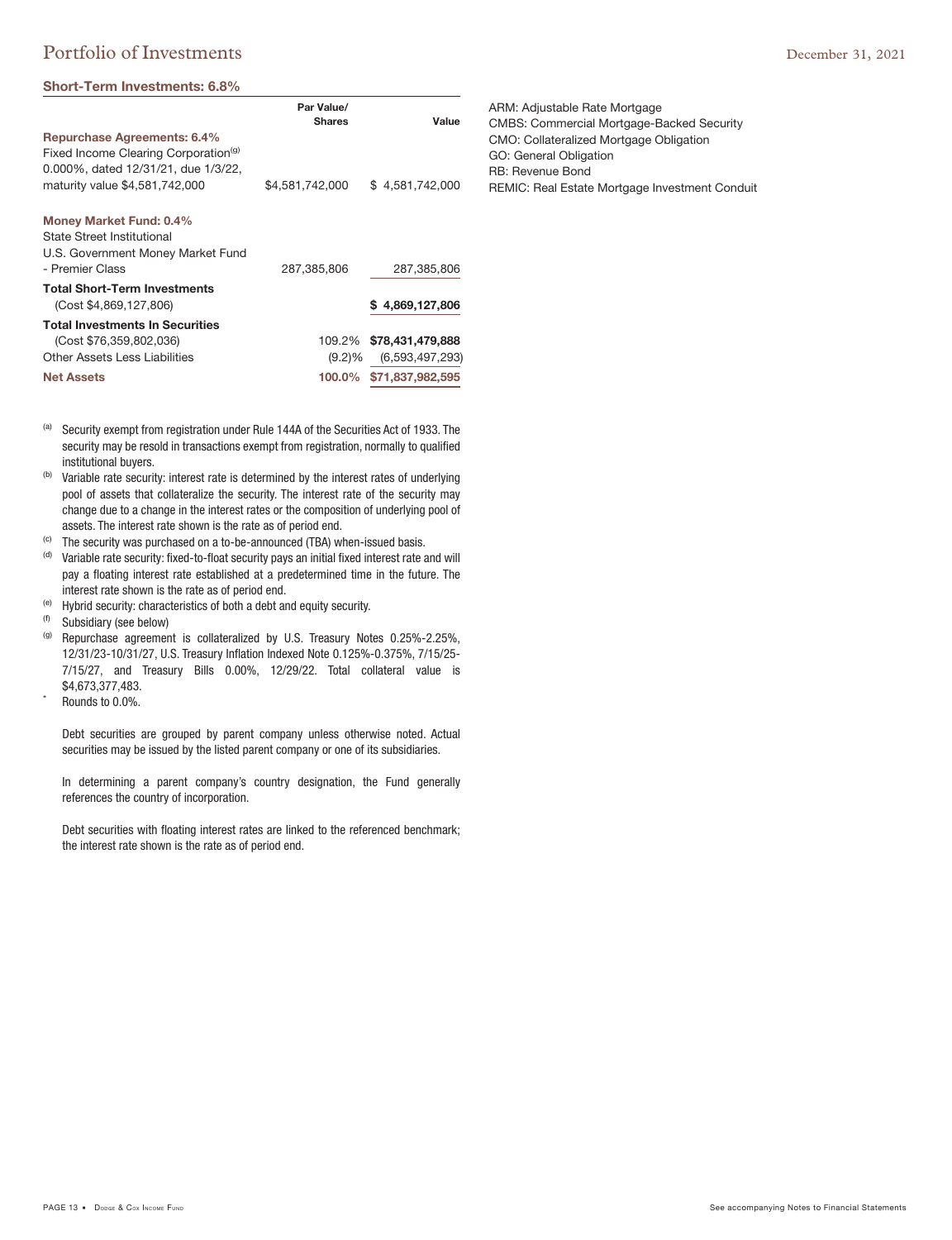## Short-Term Investments: 6.8%

| | Par Value/ Shares | Value |
|---|---|---|
| **Repurchase Agreements: 6.4%** | | |
| Fixed Income Clearing Corporation[g] 0.000%, dated 12/31/21, due 1/3/22, maturity value $4,581,742,000 | $4,581,742,000 | $ 4,581,742,000 |
| **Money Market Fund: 0.4%** | | |
| State Street Institutional U.S. Government Money Market Fund - Premier Class | 287,385,806 | 287,385,806 |
| **Total Short-Term Investments** (Cost $4,869,127,806) | | **$ 4,869,127,806** |
| **Total Investments In Securities** (Cost $76,359,802,036) | 109.2% | **$78,431,479,888** |
| Other Assets Less Liabilities | (9.2)% | (6,593,497,293) |
| **Net Assets** | **100.0%** | **$71,837,982,595** |

[a] Security exempt from registration under Rule 144A of the Securities Act of 1933. The security may be resold in transactions exempt from registration, normally to qualified institutional buyers.

[b] Variable rate security: interest rate is determined by the interest rates of underlying pool of assets that collateralize the security. The interest rate of the security may change due to a change in the interest rates or the composition of underlying pool of assets. The interest rate shown is the rate as of period end.

[c] The security was purchased on a to-be-announced (TBA) when-issued basis.

[d] Variable rate security: fixed-to-float security pays an initial fixed interest rate and will pay a floating interest rate established at a predetermined time in the future. The interest rate shown is the rate as of period end.

[e] Hybrid security: characteristics of both a debt and equity security.

[f] Subsidiary (see below)

[g] Repurchase agreement is collateralized by U.S. Treasury Notes 0.25%-2.25%, 12/31/23-10/31/27, U.S. Treasury Inflation Indexed Note 0.125%-0.375%, 7/15/25-7/15/27, and Treasury Bills 0.00%, 12/29/22. Total collateral value is $4,673,377,483.

[*] Rounds to 0.0%.

Debt securities are grouped by parent company unless otherwise noted. Actual securities may be issued by the listed parent company or one of its subsidiaries.

In determining a parent company's country designation, the Fund generally references the country of incorporation.

Debt securities with floating interest rates are linked to the referenced benchmark; the interest rate shown is the rate as of period end.

ARM: Adjustable Rate Mortgage
CMBS: Commercial Mortgage-Backed Security
CMO: Collateralized Mortgage Obligation
GO: General Obligation
RB: Revenue Bond
REMIC: Real Estate Mortgage Investment Conduit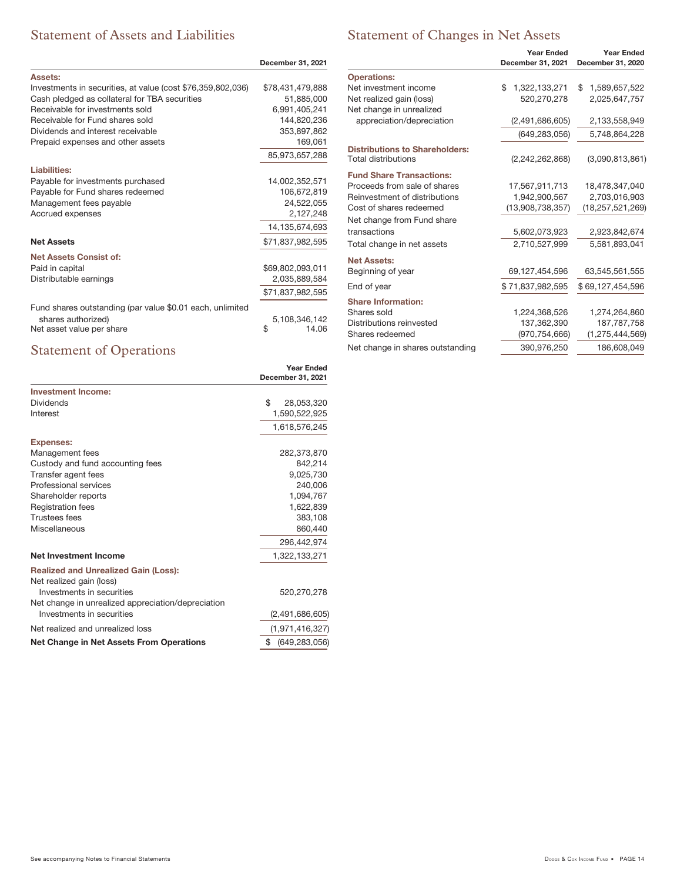## Statement of Assets and Liabilities

| | December 31, 2021 |
|---|---|
| **Assets:** | |
| Investments in securities, at value (cost $76,359,802,036) | $78,431,479,888 |
| Cash pledged as collateral for TBA securities | 51,885,000 |
| Receivable for investments sold | 6,991,405,241 |
| Receivable for Fund shares sold | 144,820,236 |
| Dividends and interest receivable | 353,897,862 |
| Prepaid expenses and other assets | 169,061 |
| | 85,973,657,288 |
| **Liabilities:** | |
| Payable for investments purchased | 14,002,352,571 |
| Payable for Fund shares redeemed | 106,672,819 |
| Management fees payable | 24,522,055 |
| Accrued expenses | 2,127,248 |
| | 14,135,674,693 |
| **Net Assets** | $71,837,982,595 |
| **Net Assets Consist of:** | |
| Paid in capital | $69,802,093,011 |
| Distributable earnings | 2,035,889,584 |
| | $71,837,982,595 |
| Fund shares outstanding (par value $0.01 each, unlimited shares authorized) | 5,108,346,142 |
| Net asset value per share | $ 14.06 |

## Statement of Operations

| | Year Ended December 31, 2021 |
|---|---|
| **Investment Income:** | |
| Dividends | $ 28,053,320 |
| Interest | 1,590,522,925 |
| | 1,618,576,245 |
| **Expenses:** | |
| Management fees | 282,373,870 |
| Custody and fund accounting fees | 842,214 |
| Transfer agent fees | 9,025,730 |
| Professional services | 240,006 |
| Shareholder reports | 1,094,767 |
| Registration fees | 1,622,839 |
| Trustees fees | 383,108 |
| Miscellaneous | 860,440 |
| | 296,442,974 |
| **Net Investment Income** | 1,322,133,271 |
| **Realized and Unrealized Gain (Loss):** | |
| Net realized gain (loss) | |
| Investments in securities | 520,270,278 |
| Net change in unrealized appreciation/depreciation | |
| Investments in securities | (2,491,686,605) |
| Net realized and unrealized loss | (1,971,416,327) |
| **Net Change in Net Assets From Operations** | $ (649,283,056) |

## Statement of Changes in Net Assets

| | Year Ended December 31, 2021 | Year Ended December 31, 2020 |
|---|---|---|
| **Operations:** | | |
| Net investment income | $ 1,322,133,271 | $ 1,589,657,522 |
| Net realized gain (loss) | 520,270,278 | 2,025,647,757 |
| Net change in unrealized appreciation/depreciation | (2,491,686,605) | 2,133,558,949 |
| | (649,283,056) | 5,748,864,228 |
| **Distributions to Shareholders:** | | |
| Total distributions | (2,242,262,868) | (3,090,813,861) |
| **Fund Share Transactions:** | | |
| Proceeds from sale of shares | 17,567,911,713 | 18,478,347,040 |
| Reinvestment of distributions | 1,942,900,567 | 2,703,016,903 |
| Cost of shares redeemed | (13,908,738,357) | (18,257,521,269) |
| Net change from Fund share transactions | 5,602,073,923 | 2,923,842,674 |
| Total change in net assets | 2,710,527,999 | 5,581,893,041 |
| **Net Assets:** | | |
| Beginning of year | 69,127,454,596 | 63,545,561,555 |
| End of year | $ 71,837,982,595 | $ 69,127,454,596 |
| **Share Information:** | | |
| Shares sold | 1,224,368,526 | 1,274,264,860 |
| Distributions reinvested | 137,362,390 | 187,787,758 |
| Shares redeemed | (970,754,666) | (1,275,444,569) |
| Net change in shares outstanding | 390,976,250 | 186,608,049 |

See accompanying Notes to Financial Statements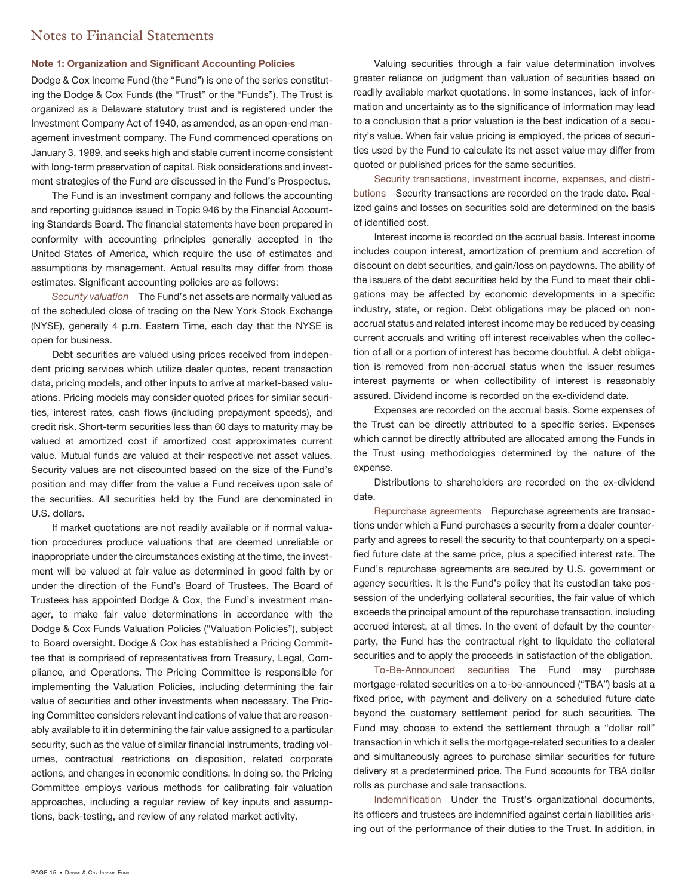# Notes to Financial Statements

**Note 1: Organization and Significant Accounting Policies**

Dodge & Cox Income Fund (the "Fund") is one of the series constituting the Dodge & Cox Funds (the "Trust" or the "Funds"). The Trust is organized as a Delaware statutory trust and is registered under the Investment Company Act of 1940, as amended, as an open-end management investment company. The Fund commenced operations on January 3, 1989, and seeks high and stable current income consistent with long-term preservation of capital. Risk considerations and investment strategies of the Fund are discussed in the Fund's Prospectus.

The Fund is an investment company and follows the accounting and reporting guidance issued in Topic 946 by the Financial Accounting Standards Board. The financial statements have been prepared in conformity with accounting principles generally accepted in the United States of America, which require the use of estimates and assumptions by management. Actual results may differ from those estimates. Significant accounting policies are as follows:

*Security valuation* The Fund's net assets are normally valued as of the scheduled close of trading on the New York Stock Exchange (NYSE), generally 4 p.m. Eastern Time, each day that the NYSE is open for business.

Debt securities are valued using prices received from independent pricing services which utilize dealer quotes, recent transaction data, pricing models, and other inputs to arrive at market-based valuations. Pricing models may consider quoted prices for similar securities, interest rates, cash flows (including prepayment speeds), and credit risk. Short-term securities less than 60 days to maturity may be valued at amortized cost if amortized cost approximates current value. Mutual funds are valued at their respective net asset values. Security values are not discounted based on the size of the Fund's position and may differ from the value a Fund receives upon sale of the securities. All securities held by the Fund are denominated in U.S. dollars.

If market quotations are not readily available or if normal valuation procedures produce valuations that are deemed unreliable or inappropriate under the circumstances existing at the time, the investment will be valued at fair value as determined in good faith by or under the direction of the Fund's Board of Trustees. The Board of Trustees has appointed Dodge & Cox, the Fund's investment manager, to make fair value determinations in accordance with the Dodge & Cox Funds Valuation Policies ("Valuation Policies"), subject to Board oversight. Dodge & Cox has established a Pricing Committee that is comprised of representatives from Treasury, Legal, Compliance, and Operations. The Pricing Committee is responsible for implementing the Valuation Policies, including determining the fair value of securities and other investments when necessary. The Pricing Committee considers relevant indications of value that are reasonably available to it in determining the fair value assigned to a particular security, such as the value of similar financial instruments, trading volumes, contractual restrictions on disposition, related corporate actions, and changes in economic conditions. In doing so, the Pricing Committee employs various methods for calibrating fair valuation approaches, including a regular review of key inputs and assumptions, back-testing, and review of any related market activity.

Valuing securities through a fair value determination involves greater reliance on judgment than valuation of securities based on readily available market quotations. In some instances, lack of information and uncertainty as to the significance of information may lead to a conclusion that a prior valuation is the best indication of a security's value. When fair value pricing is employed, the prices of securities used by the Fund to calculate its net asset value may differ from quoted or published prices for the same securities.

*Security transactions, investment income, expenses, and distributions* Security transactions are recorded on the trade date. Realized gains and losses on securities sold are determined on the basis of identified cost.

Interest income is recorded on the accrual basis. Interest income includes coupon interest, amortization of premium and accretion of discount on debt securities, and gain/loss on paydowns. The ability of the issuers of the debt securities held by the Fund to meet their obligations may be affected by economic developments in a specific industry, state, or region. Debt obligations may be placed on non-accrual status and related interest income may be reduced by ceasing current accruals and writing off interest receivables when the collection of all or a portion of interest has become doubtful. A debt obligation is removed from non-accrual status when the issuer resumes interest payments or when collectibility of interest is reasonably assured. Dividend income is recorded on the ex-dividend date.

Expenses are recorded on the accrual basis. Some expenses of the Trust can be directly attributed to a specific series. Expenses which cannot be directly attributed are allocated among the Funds in the Trust using methodologies determined by the nature of the expense.

Distributions to shareholders are recorded on the ex-dividend date.

*Repurchase agreements* Repurchase agreements are transactions under which a Fund purchases a security from a dealer counterparty and agrees to resell the security to that counterparty on a specified future date at the same price, plus a specified interest rate. The Fund's repurchase agreements are secured by U.S. government or agency securities. It is the Fund's policy that its custodian take possession of the underlying collateral securities, the fair value of which exceeds the principal amount of the repurchase transaction, including accrued interest, at all times. In the event of default by the counterparty, the Fund has the contractual right to liquidate the collateral securities and to apply the proceeds in satisfaction of the obligation.

*To-Be-Announced securities* The Fund may purchase mortgage-related securities on a to-be-announced ("TBA") basis at a fixed price, with payment and delivery on a scheduled future date beyond the customary settlement period for such securities. The Fund may choose to extend the settlement through a "dollar roll" transaction in which it sells the mortgage-related securities to a dealer and simultaneously agrees to purchase similar securities for future delivery at a predetermined price. The Fund accounts for TBA dollar rolls as purchase and sale transactions.

*Indemnification* Under the Trust's organizational documents, its officers and trustees are indemnified against certain liabilities arising out of the performance of their duties to the Trust. In addition, in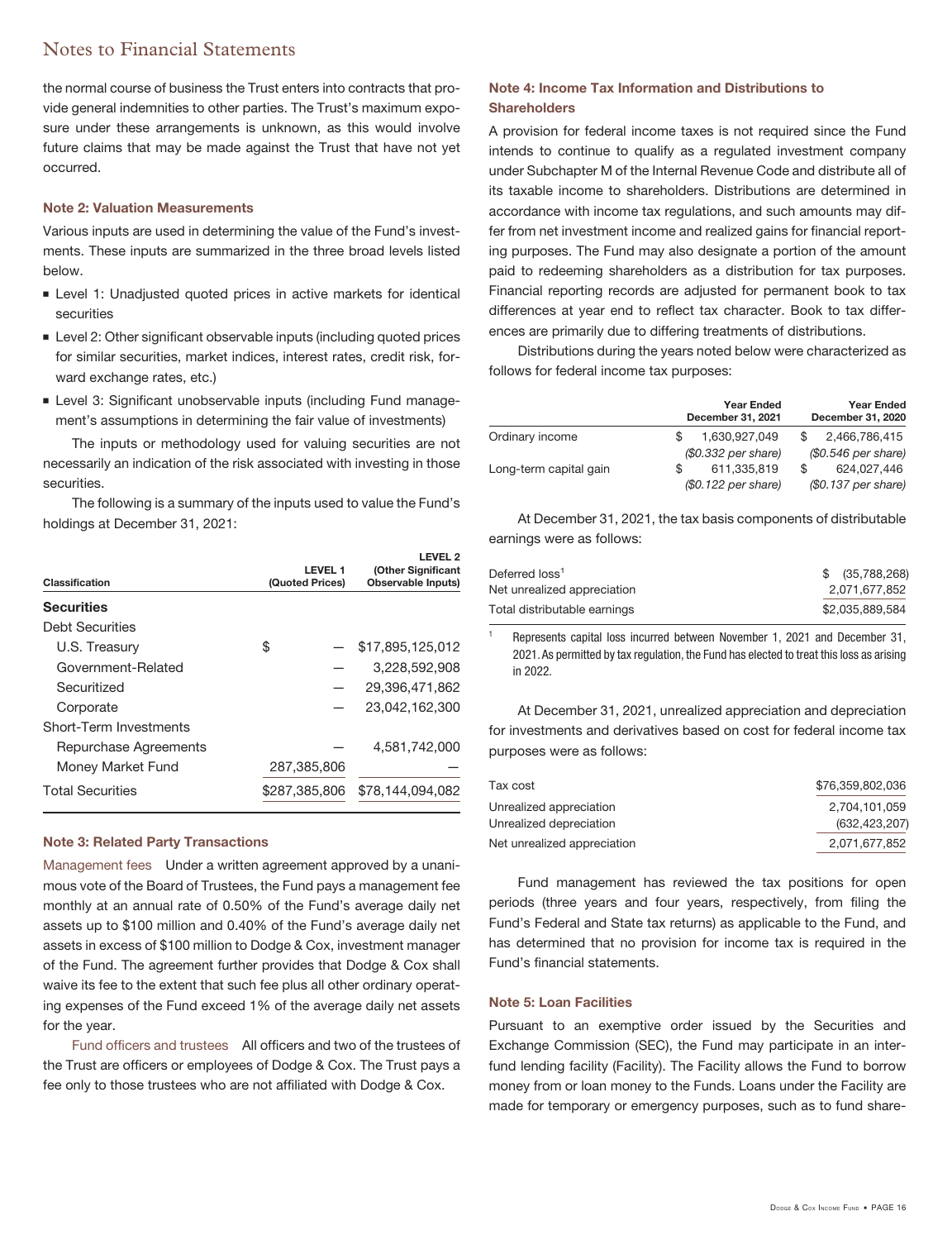the normal course of business the Trust enters into contracts that provide general indemnities to other parties. The Trust's maximum exposure under these arrangements is unknown, as this would involve future claims that may be made against the Trust that have not yet occurred.

### Note 2: Valuation Measurements

Various inputs are used in determining the value of the Fund's investments. These inputs are summarized in the three broad levels listed below.

- Level 1: Unadjusted quoted prices in active markets for identical securities
- Level 2: Other significant observable inputs (including quoted prices for similar securities, market indices, interest rates, credit risk, forward exchange rates, etc.)
- Level 3: Significant unobservable inputs (including Fund management's assumptions in determining the fair value of investments)

The inputs or methodology used for valuing securities are not necessarily an indication of the risk associated with investing in those securities.

The following is a summary of the inputs used to value the Fund's holdings at December 31, 2021:

| Classification | LEVEL 1 (Quoted Prices) | LEVEL 2 (Other Significant Observable Inputs) |
|---|---|---|
| **Securities** | | |
| Debt Securities | | |
| U.S. Treasury | $ — | $17,895,125,012 |
| Government-Related | — | 3,228,592,908 |
| Securitized | — | 29,396,471,862 |
| Corporate | — | 23,042,162,300 |
| Short-Term Investments | | |
| Repurchase Agreements | — | 4,581,742,000 |
| Money Market Fund | 287,385,806 | — |
| Total Securities | $287,385,806 | $78,144,094,082 |

### Note 3: Related Party Transactions

Management fees Under a written agreement approved by a unanimous vote of the Board of Trustees, the Fund pays a management fee monthly at an annual rate of 0.50% of the Fund's average daily net assets up to $100 million and 0.40% of the Fund's average daily net assets in excess of $100 million to Dodge & Cox, investment manager of the Fund. The agreement further provides that Dodge & Cox shall waive its fee to the extent that such fee plus all other ordinary operating expenses of the Fund exceed 1% of the average daily net assets for the year.

Fund officers and trustees All officers and two of the trustees of the Trust are officers or employees of Dodge & Cox. The Trust pays a fee only to those trustees who are not affiliated with Dodge & Cox.

### Note 4: Income Tax Information and Distributions to Shareholders

A provision for federal income taxes is not required since the Fund intends to continue to qualify as a regulated investment company under Subchapter M of the Internal Revenue Code and distribute all of its taxable income to shareholders. Distributions are determined in accordance with income tax regulations, and such amounts may differ from net investment income and realized gains for financial reporting purposes. The Fund may also designate a portion of the amount paid to redeeming shareholders as a distribution for tax purposes. Financial reporting records are adjusted for permanent book to tax differences at year end to reflect tax character. Book to tax differences are primarily due to differing treatments of distributions.

Distributions during the years noted below were characterized as follows for federal income tax purposes:

| | Year Ended December 31, 2021 | Year Ended December 31, 2020 |
|---|---|---|
| Ordinary income | $ 1,630,927,049 | $ 2,466,786,415 |
| | *($0.332 per share)* | *($0.546 per share)* |
| Long-term capital gain | $ 611,335,819 | $ 624,027,446 |
| | *($0.122 per share)* | *($0.137 per share)* |

At December 31, 2021, the tax basis components of distributable earnings were as follows:

| | |
|---|---|
| Deferred loss[1] | $ (35,788,268) |
| Net unrealized appreciation | 2,071,677,852 |
| Total distributable earnings | $2,035,889,584 |

[1] Represents capital loss incurred between November 1, 2021 and December 31, 2021. As permitted by tax regulation, the Fund has elected to treat this loss as arising in 2022.

At December 31, 2021, unrealized appreciation and depreciation for investments and derivatives based on cost for federal income tax purposes were as follows:

| | |
|---|---|
| Tax cost | $76,359,802,036 |
| Unrealized appreciation | 2,704,101,059 |
| Unrealized depreciation | (632,423,207) |
| Net unrealized appreciation | 2,071,677,852 |

Fund management has reviewed the tax positions for open periods (three years and four years, respectively, from filing the Fund's Federal and State tax returns) as applicable to the Fund, and has determined that no provision for income tax is required in the Fund's financial statements.

### Note 5: Loan Facilities

Pursuant to an exemptive order issued by the Securities and Exchange Commission (SEC), the Fund may participate in an interfund lending facility (Facility). The Facility allows the Fund to borrow money from or loan money to the Funds. Loans under the Facility are made for temporary or emergency purposes, such as to fund share-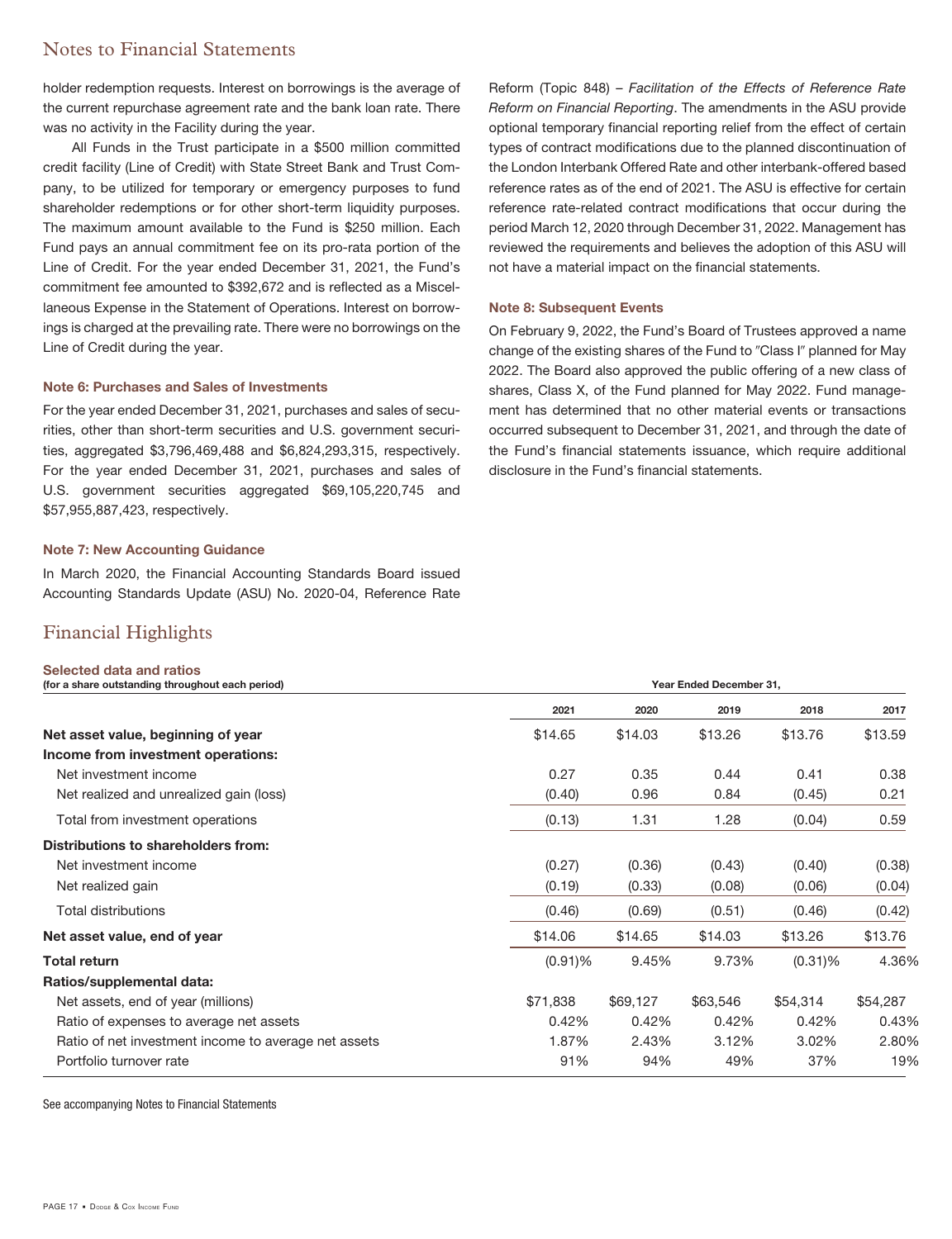## Notes to Financial Statements

holder redemption requests. Interest on borrowings is the average of the current repurchase agreement rate and the bank loan rate. There was no activity in the Facility during the year.

All Funds in the Trust participate in a $500 million committed credit facility (Line of Credit) with State Street Bank and Trust Company, to be utilized for temporary or emergency purposes to fund shareholder redemptions or for other short-term liquidity purposes. The maximum amount available to the Fund is $250 million. Each Fund pays an annual commitment fee on its pro-rata portion of the Line of Credit. For the year ended December 31, 2021, the Fund's commitment fee amounted to $392,672 and is reflected as a Miscellaneous Expense in the Statement of Operations. Interest on borrowings is charged at the prevailing rate. There were no borrowings on the Line of Credit during the year.

### Note 6: Purchases and Sales of Investments

For the year ended December 31, 2021, purchases and sales of securities, other than short-term securities and U.S. government securities, aggregated $3,796,469,488 and $6,824,293,315, respectively. For the year ended December 31, 2021, purchases and sales of U.S. government securities aggregated $69,105,220,745 and $57,955,887,423, respectively.

### Note 7: New Accounting Guidance

In March 2020, the Financial Accounting Standards Board issued Accounting Standards Update (ASU) No. 2020-04, Reference Rate Reform (Topic 848) – *Facilitation of the Effects of Reference Rate Reform on Financial Reporting*. The amendments in the ASU provide optional temporary financial reporting relief from the effect of certain types of contract modifications due to the planned discontinuation of the London Interbank Offered Rate and other interbank-offered based reference rates as of the end of 2021. The ASU is effective for certain reference rate-related contract modifications that occur during the period March 12, 2020 through December 31, 2022. Management has reviewed the requirements and believes the adoption of this ASU will not have a material impact on the financial statements.

### Note 8: Subsequent Events

On February 9, 2022, the Fund's Board of Trustees approved a name change of the existing shares of the Fund to "Class I" planned for May 2022. The Board also approved the public offering of a new class of shares, Class X, of the Fund planned for May 2022. Fund management has determined that no other material events or transactions occurred subsequent to December 31, 2021, and through the date of the Fund's financial statements issuance, which require additional disclosure in the Fund's financial statements.

## Financial Highlights

**Selected data and ratios**
**(for a share outstanding throughout each period)**

| | Year Ended December 31, | | | | |
|---|---|---|---|---|---|
| | 2021 | 2020 | 2019 | 2018 | 2017 |
| **Net asset value, beginning of year** | $14.65 | $14.03 | $13.26 | $13.76 | $13.59 |
| **Income from investment operations:** | | | | | |
| Net investment income | 0.27 | 0.35 | 0.44 | 0.41 | 0.38 |
| Net realized and unrealized gain (loss) | (0.40) | 0.96 | 0.84 | (0.45) | 0.21 |
| Total from investment operations | (0.13) | 1.31 | 1.28 | (0.04) | 0.59 |
| **Distributions to shareholders from:** | | | | | |
| Net investment income | (0.27) | (0.36) | (0.43) | (0.40) | (0.38) |
| Net realized gain | (0.19) | (0.33) | (0.08) | (0.06) | (0.04) |
| Total distributions | (0.46) | (0.69) | (0.51) | (0.46) | (0.42) |
| **Net asset value, end of year** | $14.06 | $14.65 | $14.03 | $13.26 | $13.76 |
| **Total return** | (0.91)% | 9.45% | 9.73% | (0.31)% | 4.36% |
| **Ratios/supplemental data:** | | | | | |
| Net assets, end of year (millions) | $71,838 | $69,127 | $63,546 | $54,314 | $54,287 |
| Ratio of expenses to average net assets | 0.42% | 0.42% | 0.42% | 0.42% | 0.43% |
| Ratio of net investment income to average net assets | 1.87% | 2.43% | 3.12% | 3.02% | 2.80% |
| Portfolio turnover rate | 91% | 94% | 49% | 37% | 19% |

See accompanying Notes to Financial Statements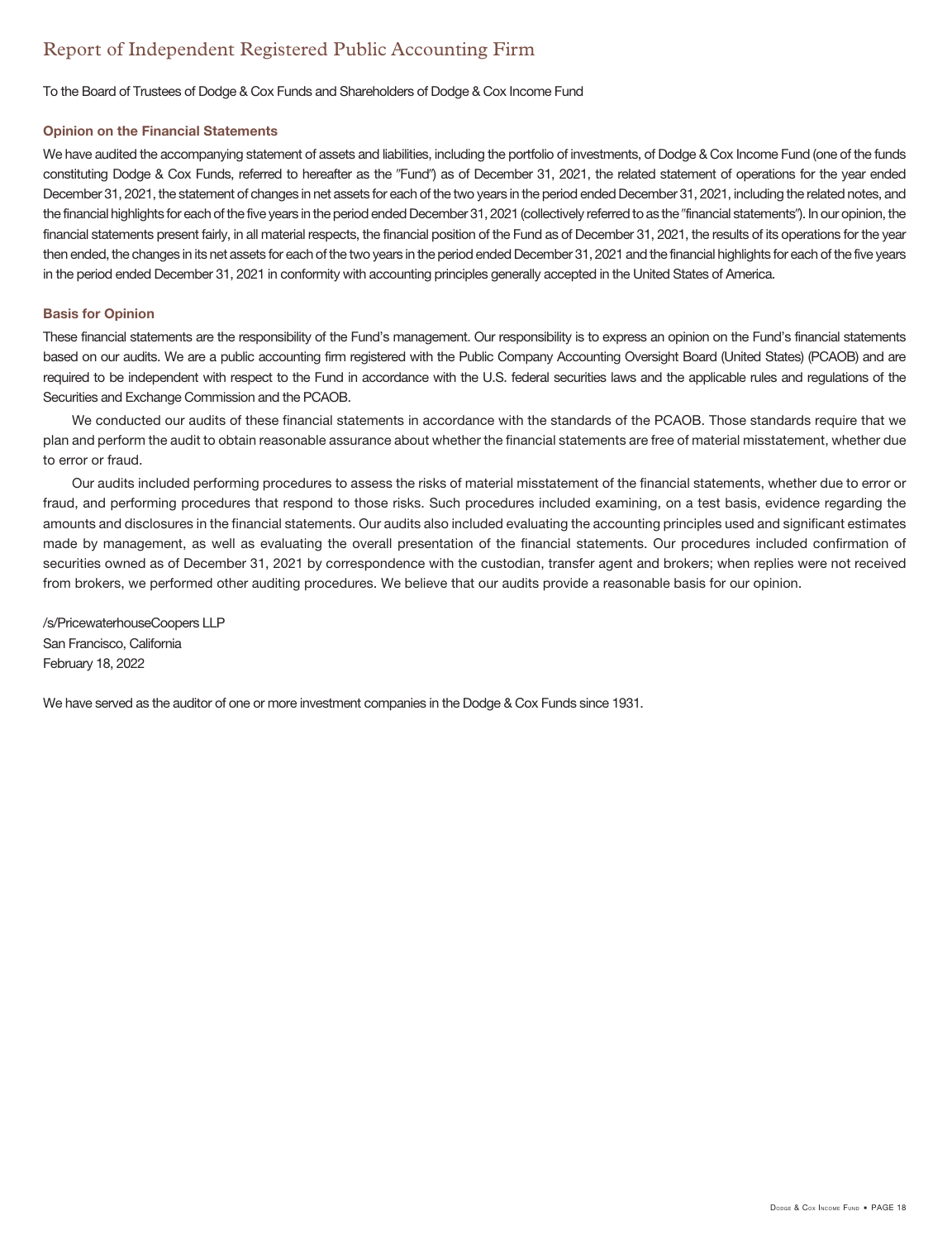# Report of Independent Registered Public Accounting Firm

To the Board of Trustees of Dodge & Cox Funds and Shareholders of Dodge & Cox Income Fund

### Opinion on the Financial Statements

We have audited the accompanying statement of assets and liabilities, including the portfolio of investments, of Dodge & Cox Income Fund (one of the funds constituting Dodge & Cox Funds, referred to hereafter as the "Fund") as of December 31, 2021, the related statement of operations for the year ended December 31, 2021, the statement of changes in net assets for each of the two years in the period ended December 31, 2021, including the related notes, and the financial highlights for each of the five years in the period ended December 31, 2021 (collectively referred to as the "financial statements"). In our opinion, the financial statements present fairly, in all material respects, the financial position of the Fund as of December 31, 2021, the results of its operations for the year then ended, the changes in its net assets for each of the two years in the period ended December 31, 2021 and the financial highlights for each of the five years in the period ended December 31, 2021 in conformity with accounting principles generally accepted in the United States of America.

### Basis for Opinion

These financial statements are the responsibility of the Fund's management. Our responsibility is to express an opinion on the Fund's financial statements based on our audits. We are a public accounting firm registered with the Public Company Accounting Oversight Board (United States) (PCAOB) and are required to be independent with respect to the Fund in accordance with the U.S. federal securities laws and the applicable rules and regulations of the Securities and Exchange Commission and the PCAOB.

We conducted our audits of these financial statements in accordance with the standards of the PCAOB. Those standards require that we plan and perform the audit to obtain reasonable assurance about whether the financial statements are free of material misstatement, whether due to error or fraud.

Our audits included performing procedures to assess the risks of material misstatement of the financial statements, whether due to error or fraud, and performing procedures that respond to those risks. Such procedures included examining, on a test basis, evidence regarding the amounts and disclosures in the financial statements. Our audits also included evaluating the accounting principles used and significant estimates made by management, as well as evaluating the overall presentation of the financial statements. Our procedures included confirmation of securities owned as of December 31, 2021 by correspondence with the custodian, transfer agent and brokers; when replies were not received from brokers, we performed other auditing procedures. We believe that our audits provide a reasonable basis for our opinion.

/s/PricewaterhouseCoopers LLP
San Francisco, California
February 18, 2022

We have served as the auditor of one or more investment companies in the Dodge & Cox Funds since 1931.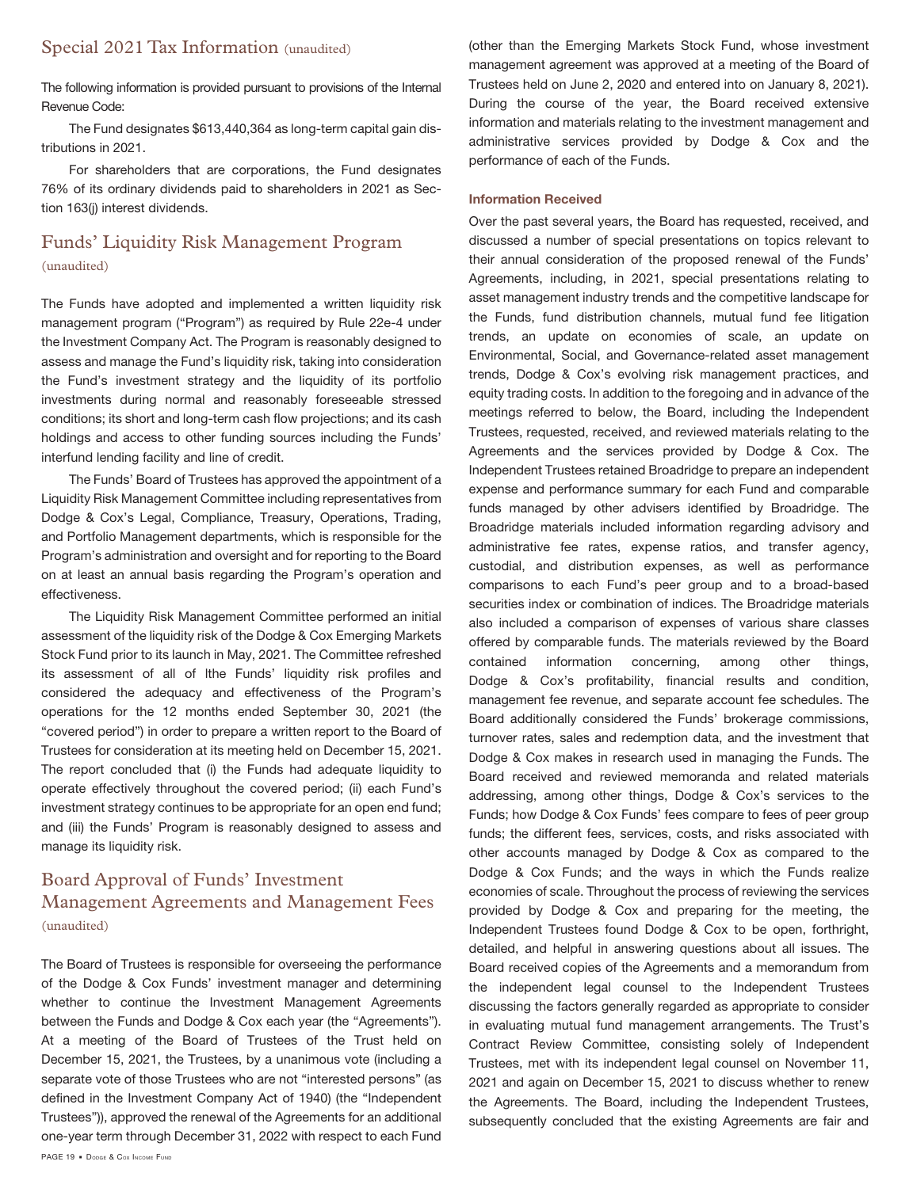## Special 2021 Tax Information (unaudited)

The following information is provided pursuant to provisions of the Internal Revenue Code:

The Fund designates $613,440,364 as long-term capital gain distributions in 2021.

For shareholders that are corporations, the Fund designates 76% of its ordinary dividends paid to shareholders in 2021 as Section 163(j) interest dividends.

## Funds' Liquidity Risk Management Program (unaudited)

The Funds have adopted and implemented a written liquidity risk management program ("Program") as required by Rule 22e-4 under the Investment Company Act. The Program is reasonably designed to assess and manage the Fund's liquidity risk, taking into consideration the Fund's investment strategy and the liquidity of its portfolio investments during normal and reasonably foreseeable stressed conditions; its short and long-term cash flow projections; and its cash holdings and access to other funding sources including the Funds' interfund lending facility and line of credit.

The Funds' Board of Trustees has approved the appointment of a Liquidity Risk Management Committee including representatives from Dodge & Cox's Legal, Compliance, Treasury, Operations, Trading, and Portfolio Management departments, which is responsible for the Program's administration and oversight and for reporting to the Board on at least an annual basis regarding the Program's operation and effectiveness.

The Liquidity Risk Management Committee performed an initial assessment of the liquidity risk of the Dodge & Cox Emerging Markets Stock Fund prior to its launch in May, 2021. The Committee refreshed its assessment of all of lthe Funds' liquidity risk profiles and considered the adequacy and effectiveness of the Program's operations for the 12 months ended September 30, 2021 (the "covered period") in order to prepare a written report to the Board of Trustees for consideration at its meeting held on December 15, 2021. The report concluded that (i) the Funds had adequate liquidity to operate effectively throughout the covered period; (ii) each Fund's investment strategy continues to be appropriate for an open end fund; and (iii) the Funds' Program is reasonably designed to assess and manage its liquidity risk.

## Board Approval of Funds' Investment Management Agreements and Management Fees (unaudited)

The Board of Trustees is responsible for overseeing the performance of the Dodge & Cox Funds' investment manager and determining whether to continue the Investment Management Agreements between the Funds and Dodge & Cox each year (the "Agreements"). At a meeting of the Board of Trustees of the Trust held on December 15, 2021, the Trustees, by a unanimous vote (including a separate vote of those Trustees who are not "interested persons" (as defined in the Investment Company Act of 1940) (the "Independent Trustees")), approved the renewal of the Agreements for an additional one-year term through December 31, 2022 with respect to each Fund (other than the Emerging Markets Stock Fund, whose investment management agreement was approved at a meeting of the Board of Trustees held on June 2, 2020 and entered into on January 8, 2021). During the course of the year, the Board received extensive information and materials relating to the investment management and administrative services provided by Dodge & Cox and the performance of each of the Funds.

### Information Received

Over the past several years, the Board has requested, received, and discussed a number of special presentations on topics relevant to their annual consideration of the proposed renewal of the Funds' Agreements, including, in 2021, special presentations relating to asset management industry trends and the competitive landscape for the Funds, fund distribution channels, mutual fund fee litigation trends, an update on economies of scale, an update on Environmental, Social, and Governance-related asset management trends, Dodge & Cox's evolving risk management practices, and equity trading costs. In addition to the foregoing and in advance of the meetings referred to below, the Board, including the Independent Trustees, requested, received, and reviewed materials relating to the Agreements and the services provided by Dodge & Cox. The Independent Trustees retained Broadridge to prepare an independent expense and performance summary for each Fund and comparable funds managed by other advisers identified by Broadridge. The Broadridge materials included information regarding advisory and administrative fee rates, expense ratios, and transfer agency, custodial, and distribution expenses, as well as performance comparisons to each Fund's peer group and to a broad-based securities index or combination of indices. The Broadridge materials also included a comparison of expenses of various share classes offered by comparable funds. The materials reviewed by the Board contained information concerning, among other things, Dodge & Cox's profitability, financial results and condition, management fee revenue, and separate account fee schedules. The Board additionally considered the Funds' brokerage commissions, turnover rates, sales and redemption data, and the investment that Dodge & Cox makes in research used in managing the Funds. The Board received and reviewed memoranda and related materials addressing, among other things, Dodge & Cox's services to the Funds; how Dodge & Cox Funds' fees compare to fees of peer group funds; the different fees, services, costs, and risks associated with other accounts managed by Dodge & Cox as compared to the Dodge & Cox Funds; and the ways in which the Funds realize economies of scale. Throughout the process of reviewing the services provided by Dodge & Cox and preparing for the meeting, the Independent Trustees found Dodge & Cox to be open, forthright, detailed, and helpful in answering questions about all issues. The Board received copies of the Agreements and a memorandum from the independent legal counsel to the Independent Trustees discussing the factors generally regarded as appropriate to consider in evaluating mutual fund management arrangements. The Trust's Contract Review Committee, consisting solely of Independent Trustees, met with its independent legal counsel on November 11, 2021 and again on December 15, 2021 to discuss whether to renew the Agreements. The Board, including the Independent Trustees, subsequently concluded that the existing Agreements are fair and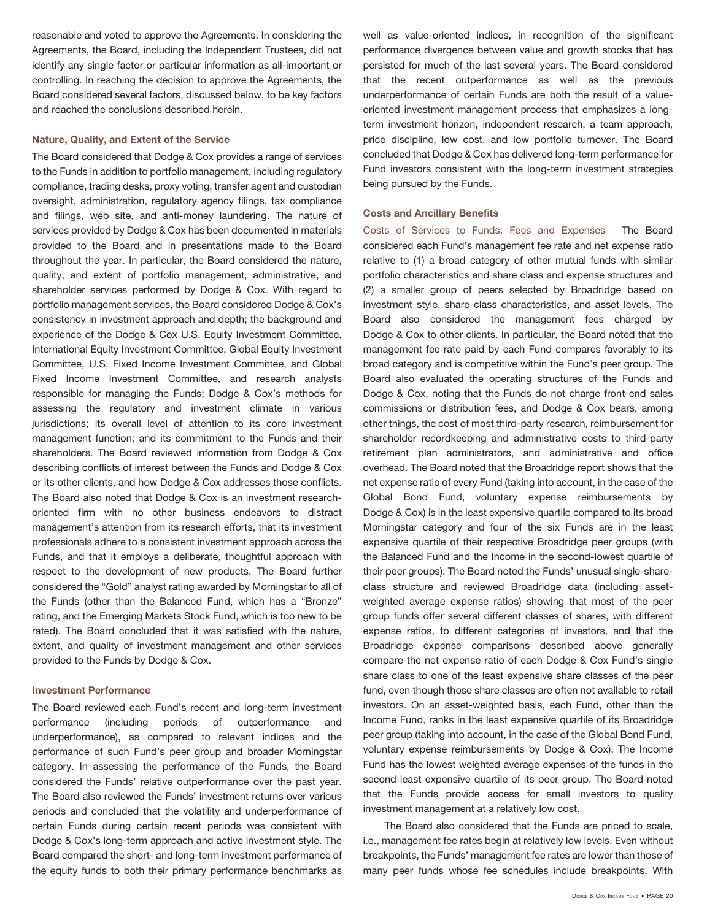reasonable and voted to approve the Agreements. In considering the Agreements, the Board, including the Independent Trustees, did not identify any single factor or particular information as all-important or controlling. In reaching the decision to approve the Agreements, the Board considered several factors, discussed below, to be key factors and reached the conclusions described herein.

### Nature, Quality, and Extent of the Service

The Board considered that Dodge & Cox provides a range of services to the Funds in addition to portfolio management, including regulatory compliance, trading desks, proxy voting, transfer agent and custodian oversight, administration, regulatory agency filings, tax compliance and filings, web site, and anti-money laundering. The nature of services provided by Dodge & Cox has been documented in materials provided to the Board and in presentations made to the Board throughout the year. In particular, the Board considered the nature, quality, and extent of portfolio management, administrative, and shareholder services performed by Dodge & Cox. With regard to portfolio management services, the Board considered Dodge & Cox's consistency in investment approach and depth; the background and experience of the Dodge & Cox U.S. Equity Investment Committee, International Equity Investment Committee, Global Equity Investment Committee, U.S. Fixed Income Investment Committee, and Global Fixed Income Investment Committee, and research analysts responsible for managing the Funds; Dodge & Cox's methods for assessing the regulatory and investment climate in various jurisdictions; its overall level of attention to its core investment management function; and its commitment to the Funds and their shareholders. The Board reviewed information from Dodge & Cox describing conflicts of interest between the Funds and Dodge & Cox or its other clients, and how Dodge & Cox addresses those conflicts. The Board also noted that Dodge & Cox is an investment research-oriented firm with no other business endeavors to distract management's attention from its research efforts, that its investment professionals adhere to a consistent investment approach across the Funds, and that it employs a deliberate, thoughtful approach with respect to the development of new products. The Board further considered the "Gold" analyst rating awarded by Morningstar to all of the Funds (other than the Balanced Fund, which has a "Bronze" rating, and the Emerging Markets Stock Fund, which is too new to be rated). The Board concluded that it was satisfied with the nature, extent, and quality of investment management and other services provided to the Funds by Dodge & Cox.

### Investment Performance

The Board reviewed each Fund's recent and long-term investment performance (including periods of outperformance and underperformance), as compared to relevant indices and the performance of such Fund's peer group and broader Morningstar category. In assessing the performance of the Funds, the Board considered the Funds' relative outperformance over the past year. The Board also reviewed the Funds' investment returns over various periods and concluded that the volatility and underperformance of certain Funds during certain recent periods was consistent with Dodge & Cox's long-term approach and active investment style. The Board compared the short- and long-term investment performance of the equity funds to both their primary performance benchmarks as well as value-oriented indices, in recognition of the significant performance divergence between value and growth stocks that has persisted for much of the last several years. The Board considered that the recent outperformance as well as the previous underperformance of certain Funds are both the result of a value-oriented investment management process that emphasizes a long-term investment horizon, independent research, a team approach, price discipline, low cost, and low portfolio turnover. The Board concluded that Dodge & Cox has delivered long-term performance for Fund investors consistent with the long-term investment strategies being pursued by the Funds.

### Costs and Ancillary Benefits

Costs of Services to Funds: Fees and Expenses The Board considered each Fund's management fee rate and net expense ratio relative to (1) a broad category of other mutual funds with similar portfolio characteristics and share class and expense structures and (2) a smaller group of peers selected by Broadridge based on investment style, share class characteristics, and asset levels. The Board also considered the management fees charged by Dodge & Cox to other clients. In particular, the Board noted that the management fee rate paid by each Fund compares favorably to its broad category and is competitive within the Fund's peer group. The Board also evaluated the operating structures of the Funds and Dodge & Cox, noting that the Funds do not charge front-end sales commissions or distribution fees, and Dodge & Cox bears, among other things, the cost of most third-party research, reimbursement for shareholder recordkeeping and administrative costs to third-party retirement plan administrators, and administrative and office overhead. The Board noted that the Broadridge report shows that the net expense ratio of every Fund (taking into account, in the case of the Global Bond Fund, voluntary expense reimbursements by Dodge & Cox) is in the least expensive quartile compared to its broad Morningstar category and four of the six Funds are in the least expensive quartile of their respective Broadridge peer groups (with the Balanced Fund and the Income in the second-lowest quartile of their peer groups). The Board noted the Funds' unusual single-share-class structure and reviewed Broadridge data (including asset-weighted average expense ratios) showing that most of the peer group funds offer several different classes of shares, with different expense ratios, to different categories of investors, and that the Broadridge expense comparisons described above generally compare the net expense ratio of each Dodge & Cox Fund's single share class to one of the least expensive share classes of the peer fund, even though those share classes are often not available to retail investors. On an asset-weighted basis, each Fund, other than the Income Fund, ranks in the least expensive quartile of its Broadridge peer group (taking into account, in the case of the Global Bond Fund, voluntary expense reimbursements by Dodge & Cox). The Income Fund has the lowest weighted average expenses of the funds in the second least expensive quartile of its peer group. The Board noted that the Funds provide access for small investors to quality investment management at a relatively low cost.

The Board also considered that the Funds are priced to scale, i.e., management fee rates begin at relatively low levels. Even without breakpoints, the Funds' management fee rates are lower than those of many peer funds whose fee schedules include breakpoints. With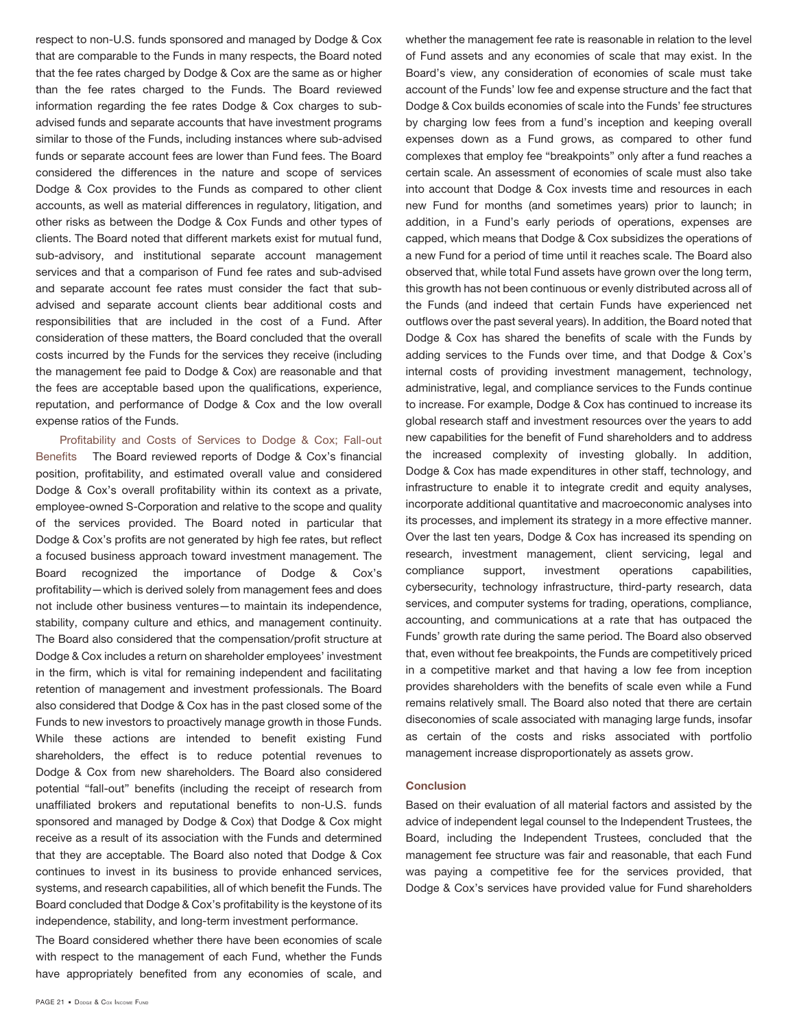respect to non-U.S. funds sponsored and managed by Dodge & Cox that are comparable to the Funds in many respects, the Board noted that the fee rates charged by Dodge & Cox are the same as or higher than the fee rates charged to the Funds. The Board reviewed information regarding the fee rates Dodge & Cox charges to sub-advised funds and separate accounts that have investment programs similar to those of the Funds, including instances where sub-advised funds or separate account fees are lower than Fund fees. The Board considered the differences in the nature and scope of services Dodge & Cox provides to the Funds as compared to other client accounts, as well as material differences in regulatory, litigation, and other risks as between the Dodge & Cox Funds and other types of clients. The Board noted that different markets exist for mutual fund, sub-advisory, and institutional separate account management services and that a comparison of Fund fee rates and sub-advised and separate account fee rates must consider the fact that sub-advised and separate account clients bear additional costs and responsibilities that are included in the cost of a Fund. After consideration of these matters, the Board concluded that the overall costs incurred by the Funds for the services they receive (including the management fee paid to Dodge & Cox) are reasonable and that the fees are acceptable based upon the qualifications, experience, reputation, and performance of Dodge & Cox and the low overall expense ratios of the Funds.

Profitability and Costs of Services to Dodge & Cox; Fall-out Benefits The Board reviewed reports of Dodge & Cox's financial position, profitability, and estimated overall value and considered Dodge & Cox's overall profitability within its context as a private, employee-owned S-Corporation and relative to the scope and quality of the services provided. The Board noted in particular that Dodge & Cox's profits are not generated by high fee rates, but reflect a focused business approach toward investment management. The Board recognized the importance of Dodge & Cox's profitability—which is derived solely from management fees and does not include other business ventures—to maintain its independence, stability, company culture and ethics, and management continuity. The Board also considered that the compensation/profit structure at Dodge & Cox includes a return on shareholder employees' investment in the firm, which is vital for remaining independent and facilitating retention of management and investment professionals. The Board also considered that Dodge & Cox has in the past closed some of the Funds to new investors to proactively manage growth in those Funds. While these actions are intended to benefit existing Fund shareholders, the effect is to reduce potential revenues to Dodge & Cox from new shareholders. The Board also considered potential "fall-out" benefits (including the receipt of research from unaffiliated brokers and reputational benefits to non-U.S. funds sponsored and managed by Dodge & Cox) that Dodge & Cox might receive as a result of its association with the Funds and determined that they are acceptable. The Board also noted that Dodge & Cox continues to invest in its business to provide enhanced services, systems, and research capabilities, all of which benefit the Funds. The Board concluded that Dodge & Cox's profitability is the keystone of its independence, stability, and long-term investment performance.

The Board considered whether there have been economies of scale with respect to the management of each Fund, whether the Funds have appropriately benefited from any economies of scale, and whether the management fee rate is reasonable in relation to the level of Fund assets and any economies of scale that may exist. In the Board's view, any consideration of economies of scale must take account of the Funds' low fee and expense structure and the fact that Dodge & Cox builds economies of scale into the Funds' fee structures by charging low fees from a fund's inception and keeping overall expenses down as a Fund grows, as compared to other fund complexes that employ fee "breakpoints" only after a fund reaches a certain scale. An assessment of economies of scale must also take into account that Dodge & Cox invests time and resources in each new Fund for months (and sometimes years) prior to launch; in addition, in a Fund's early periods of operations, expenses are capped, which means that Dodge & Cox subsidizes the operations of a new Fund for a period of time until it reaches scale. The Board also observed that, while total Fund assets have grown over the long term, this growth has not been continuous or evenly distributed across all of the Funds (and indeed that certain Funds have experienced net outflows over the past several years). In addition, the Board noted that Dodge & Cox has shared the benefits of scale with the Funds by adding services to the Funds over time, and that Dodge & Cox's internal costs of providing investment management, technology, administrative, legal, and compliance services to the Funds continue to increase. For example, Dodge & Cox has continued to increase its global research staff and investment resources over the years to add new capabilities for the benefit of Fund shareholders and to address the increased complexity of investing globally. In addition, Dodge & Cox has made expenditures in other staff, technology, and infrastructure to enable it to integrate credit and equity analyses, incorporate additional quantitative and macroeconomic analyses into its processes, and implement its strategy in a more effective manner. Over the last ten years, Dodge & Cox has increased its spending on research, investment management, client servicing, legal and compliance support, investment operations capabilities, cybersecurity, technology infrastructure, third-party research, data services, and computer systems for trading, operations, compliance, accounting, and communications at a rate that has outpaced the Funds' growth rate during the same period. The Board also observed that, even without fee breakpoints, the Funds are competitively priced in a competitive market and that having a low fee from inception provides shareholders with the benefits of scale even while a Fund remains relatively small. The Board also noted that there are certain diseconomies of scale associated with managing large funds, insofar as certain of the costs and risks associated with portfolio management increase disproportionately as assets grow.

**Conclusion**

Based on their evaluation of all material factors and assisted by the advice of independent legal counsel to the Independent Trustees, the Board, including the Independent Trustees, concluded that the management fee structure was fair and reasonable, that each Fund was paying a competitive fee for the services provided, that Dodge & Cox's services have provided value for Fund shareholders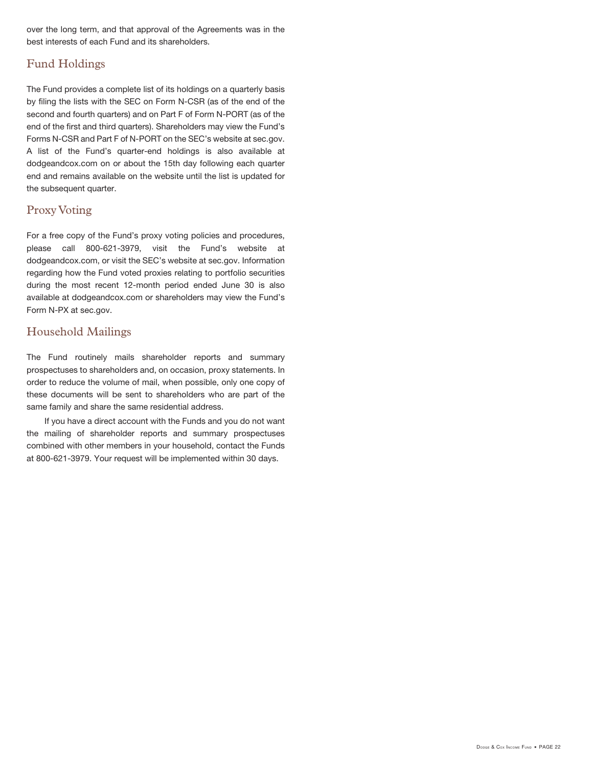over the long term, and that approval of the Agreements was in the best interests of each Fund and its shareholders.

## Fund Holdings

The Fund provides a complete list of its holdings on a quarterly basis by filing the lists with the SEC on Form N-CSR (as of the end of the second and fourth quarters) and on Part F of Form N-PORT (as of the end of the first and third quarters). Shareholders may view the Fund's Forms N-CSR and Part F of N-PORT on the SEC's website at sec.gov. A list of the Fund's quarter-end holdings is also available at dodgeandcox.com on or about the 15th day following each quarter end and remains available on the website until the list is updated for the subsequent quarter.

## Proxy Voting

For a free copy of the Fund's proxy voting policies and procedures, please call 800-621-3979, visit the Fund's website at dodgeandcox.com, or visit the SEC's website at sec.gov. Information regarding how the Fund voted proxies relating to portfolio securities during the most recent 12-month period ended June 30 is also available at dodgeandcox.com or shareholders may view the Fund's Form N-PX at sec.gov.

## Household Mailings

The Fund routinely mails shareholder reports and summary prospectuses to shareholders and, on occasion, proxy statements. In order to reduce the volume of mail, when possible, only one copy of these documents will be sent to shareholders who are part of the same family and share the same residential address.

If you have a direct account with the Funds and you do not want the mailing of shareholder reports and summary prospectuses combined with other members in your household, contact the Funds at 800-621-3979. Your request will be implemented within 30 days.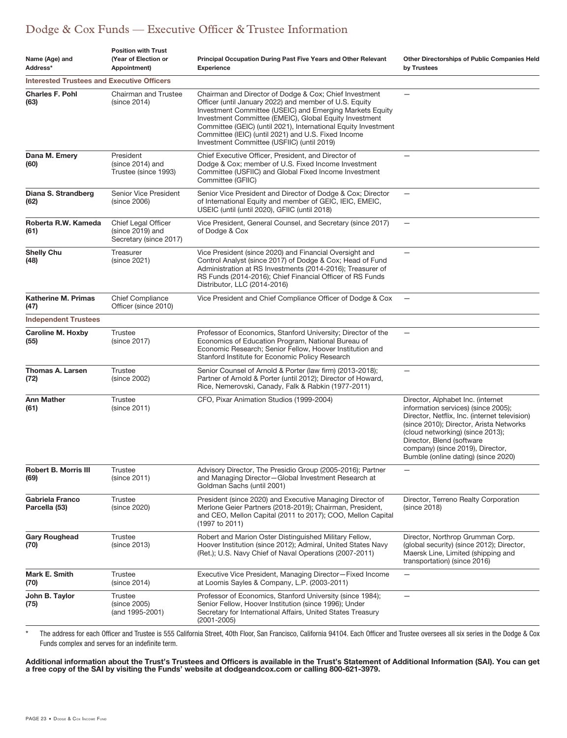# Dodge & Cox Funds — Executive Officer & Trustee Information

| Name (Age) and Address* | Position with Trust (Year of Election or Appointment) | Principal Occupation During Past Five Years and Other Relevant Experience | Other Directorships of Public Companies Held by Trustees |
|---|---|---|---|
| **Interested Trustees and Executive Officers** | | | |
| **Charles F. Pohl (63)** | Chairman and Trustee (since 2014) | Chairman and Director of Dodge & Cox; Chief Investment Officer (until January 2022) and member of U.S. Equity Investment Committee (USEIC) and Emerging Markets Equity Investment Committee (EMEIC), Global Equity Investment Committee (GEIC) (until 2021), International Equity Investment Committee (IEIC) (until 2021) and U.S. Fixed Income Investment Committee (USFIIC) (until 2019) | — |
| **Dana M. Emery (60)** | President (since 2014) and Trustee (since 1993) | Chief Executive Officer, President, and Director of Dodge & Cox; member of U.S. Fixed Income Investment Committee (USFIIC) and Global Fixed Income Investment Committee (GFIIC) | — |
| **Diana S. Strandberg (62)** | Senior Vice President (since 2006) | Senior Vice President and Director of Dodge & Cox; Director of International Equity and member of GEIC, IEIC, EMEIC, USEIC (until (until 2020), GFIIC (until 2018) | — |
| **Roberta R.W. Kameda (61)** | Chief Legal Officer (since 2019) and Secretary (since 2017) | Vice President, General Counsel, and Secretary (since 2017) of Dodge & Cox | — |
| **Shelly Chu (48)** | Treasurer (since 2021) | Vice President (since 2020) and Financial Oversight and Control Analyst (since 2017) of Dodge & Cox; Head of Fund Administration at RS Investments (2014-2016); Treasurer of RS Funds (2014-2016); Chief Financial Officer of RS Funds Distributor, LLC (2014-2016) | — |
| **Katherine M. Primas (47)** | Chief Compliance Officer (since 2010) | Vice President and Chief Compliance Officer of Dodge & Cox | — |
| **Independent Trustees** | | | |
| **Caroline M. Hoxby (55)** | Trustee (since 2017) | Professor of Economics, Stanford University; Director of the Economics of Education Program, National Bureau of Economic Research; Senior Fellow, Hoover Institution and Stanford Institute for Economic Policy Research | — |
| **Thomas A. Larsen (72)** | Trustee (since 2002) | Senior Counsel of Arnold & Porter (law firm) (2013-2018); Partner of Arnold & Porter (until 2012); Director of Howard, Rice, Nemerovski, Canady, Falk & Rabkin (1977-2011) | — |
| **Ann Mather (61)** | Trustee (since 2011) | CFO, Pixar Animation Studios (1999-2004) | Director, Alphabet Inc. (internet information services) (since 2005); Director, Netflix, Inc. (internet television) (since 2010); Director, Arista Networks (cloud networking) (since 2013); Director, Blend (software company) (since 2019), Director, Bumble (online dating) (since 2020) |
| **Robert B. Morris III (69)** | Trustee (since 2011) | Advisory Director, The Presidio Group (2005-2016); Partner and Managing Director—Global Investment Research at Goldman Sachs (until 2001) | — |
| **Gabriela Franco Parcella (53)** | Trustee (since 2020) | President (since 2020) and Executive Managing Director of Merlone Geier Partners (2018-2019); Chairman, President, and CEO, Mellon Capital (2011 to 2017); COO, Mellon Capital (1997 to 2011) | Director, Terreno Realty Corporation (since 2018) |
| **Gary Roughead (70)** | Trustee (since 2013) | Robert and Marion Oster Distinguished Military Fellow, Hoover Institution (since 2012); Admiral, United States Navy (Ret.); U.S. Navy Chief of Naval Operations (2007-2011) | Director, Northrop Grumman Corp. (global security) (since 2012); Director, Maersk Line, Limited (shipping and transportation) (since 2016) |
| **Mark E. Smith (70)** | Trustee (since 2014) | Executive Vice President, Managing Director—Fixed Income at Loomis Sayles & Company, L.P. (2003-2011) | — |
| **John B. Taylor (75)** | Trustee (since 2005) (and 1995-2001) | Professor of Economics, Stanford University (since 1984); Senior Fellow, Hoover Institution (since 1996); Under Secretary for International Affairs, United States Treasury (2001-2005) | — |

\* The address for each Officer and Trustee is 555 California Street, 40th Floor, San Francisco, California 94104. Each Officer and Trustee oversees all six series in the Dodge & Cox Funds complex and serves for an indefinite term.

**Additional information about the Trust's Trustees and Officers is available in the Trust's Statement of Additional Information (SAI). You can get a free copy of the SAI by visiting the Funds' website at dodgeandcox.com or calling 800-621-3979.**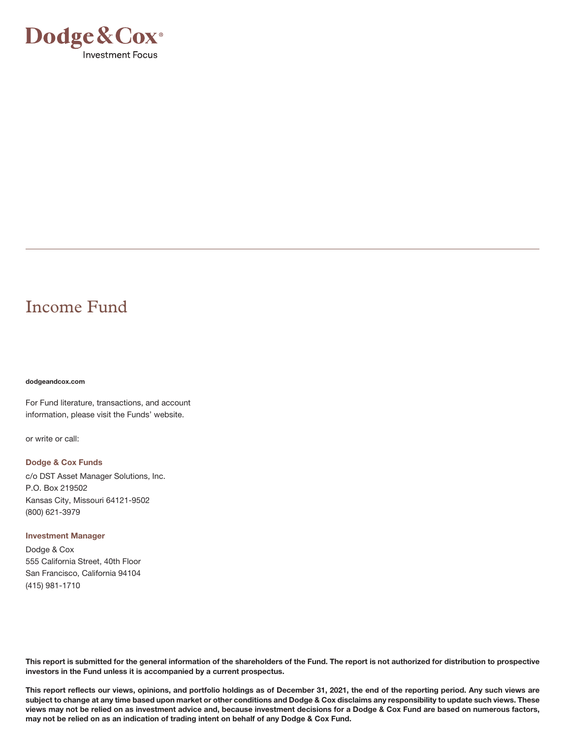# Dodge & Cox®

Investment Focus

## Income Fund

**dodgeandcox.com**

For Fund literature, transactions, and account information, please visit the Funds' website.

or write or call:

**Dodge & Cox Funds**

c/o DST Asset Manager Solutions, Inc.
P.O. Box 219502
Kansas City, Missouri 64121-9502
(800) 621-3979

**Investment Manager**

Dodge & Cox
555 California Street, 40th Floor
San Francisco, California 94104
(415) 981-1710

**This report is submitted for the general information of the shareholders of the Fund. The report is not authorized for distribution to prospective investors in the Fund unless it is accompanied by a current prospectus.**

**This report reflects our views, opinions, and portfolio holdings as of December 31, 2021, the end of the reporting period. Any such views are subject to change at any time based upon market or other conditions and Dodge & Cox disclaims any responsibility to update such views. These views may not be relied on as investment advice and, because investment decisions for a Dodge & Cox Fund are based on numerous factors, may not be relied on as an indication of trading intent on behalf of any Dodge & Cox Fund.**